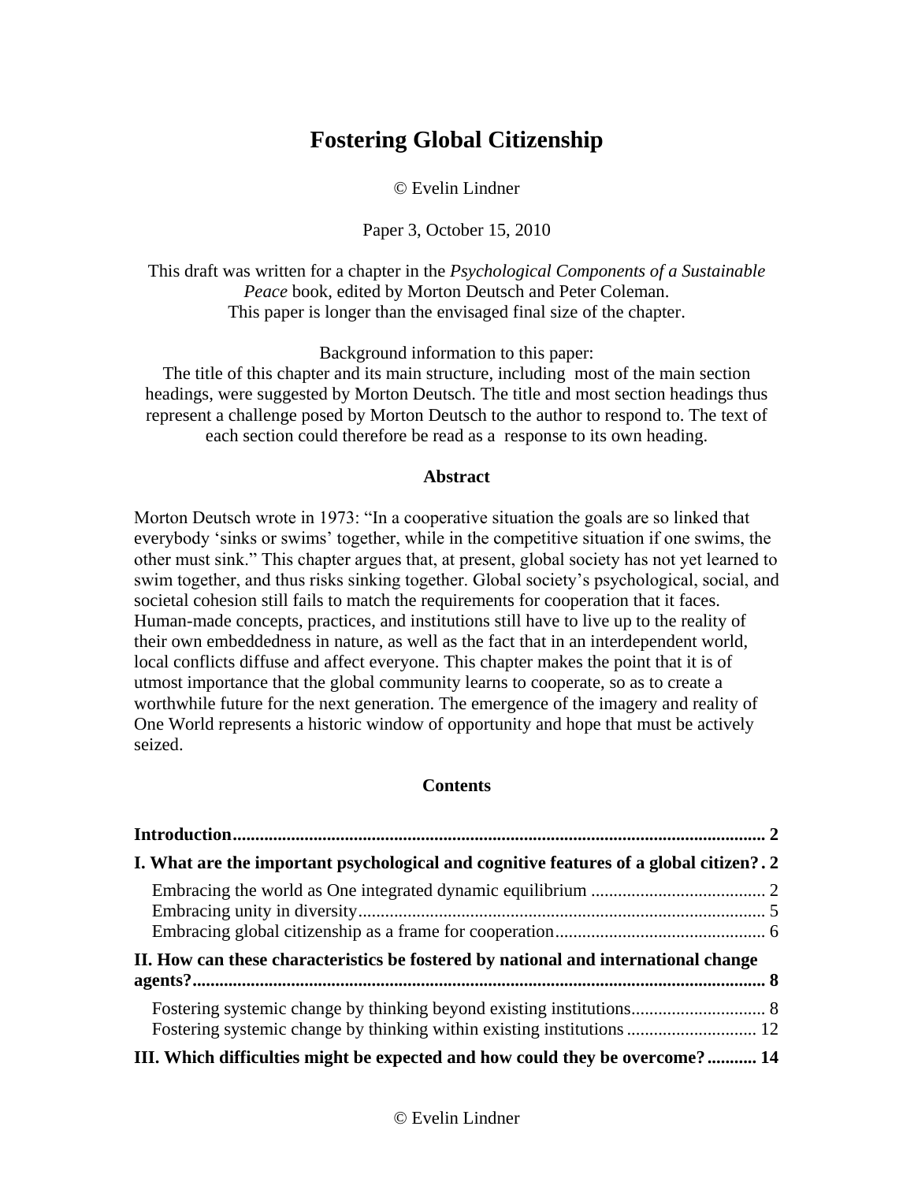# Fostering Global Citizenship

© Evelin Lindner

Paper 3, October 15, 2010

This draft was written for a chapter in the *Psychological Components of a Sustainable Peace* book, edited by Morton Deutsch and Peter Coleman.
This paper is longer than the envisaged final size of the chapter.

Background information to this paper:
The title of this chapter and its main structure, including most of the main section headings, were suggested by Morton Deutsch. The title and most section headings thus represent a challenge posed by Morton Deutsch to the author to respond to. The text of each section could therefore be read as a response to its own heading.

**Abstract**

Morton Deutsch wrote in 1973: "In a cooperative situation the goals are so linked that everybody 'sinks or swims' together, while in the competitive situation if one swims, the other must sink." This chapter argues that, at present, global society has not yet learned to swim together, and thus risks sinking together. Global society's psychological, social, and societal cohesion still fails to match the requirements for cooperation that it faces. Human-made concepts, practices, and institutions still have to live up to the reality of their own embeddedness in nature, as well as the fact that in an interdependent world, local conflicts diffuse and affect everyone. This chapter makes the point that it is of utmost importance that the global community learns to cooperate, so as to create a worthwhile future for the next generation. The emergence of the imagery and reality of One World represents a historic window of opportunity and hope that must be actively seized.

**Contents**

**Introduction ........ 2**

**I. What are the important psychological and cognitive features of a global citizen? . 2**

- Embracing the world as One integrated dynamic equilibrium ........ 2
- Embracing unity in diversity ........ 5
- Embracing global citizenship as a frame for cooperation ........ 6

**II. How can these characteristics be fostered by national and international change agents? ........ 8**

- Fostering systemic change by thinking beyond existing institutions ........ 8
- Fostering systemic change by thinking within existing institutions ........ 12

**III. Which difficulties might be expected and how could they be overcome? ........ 14**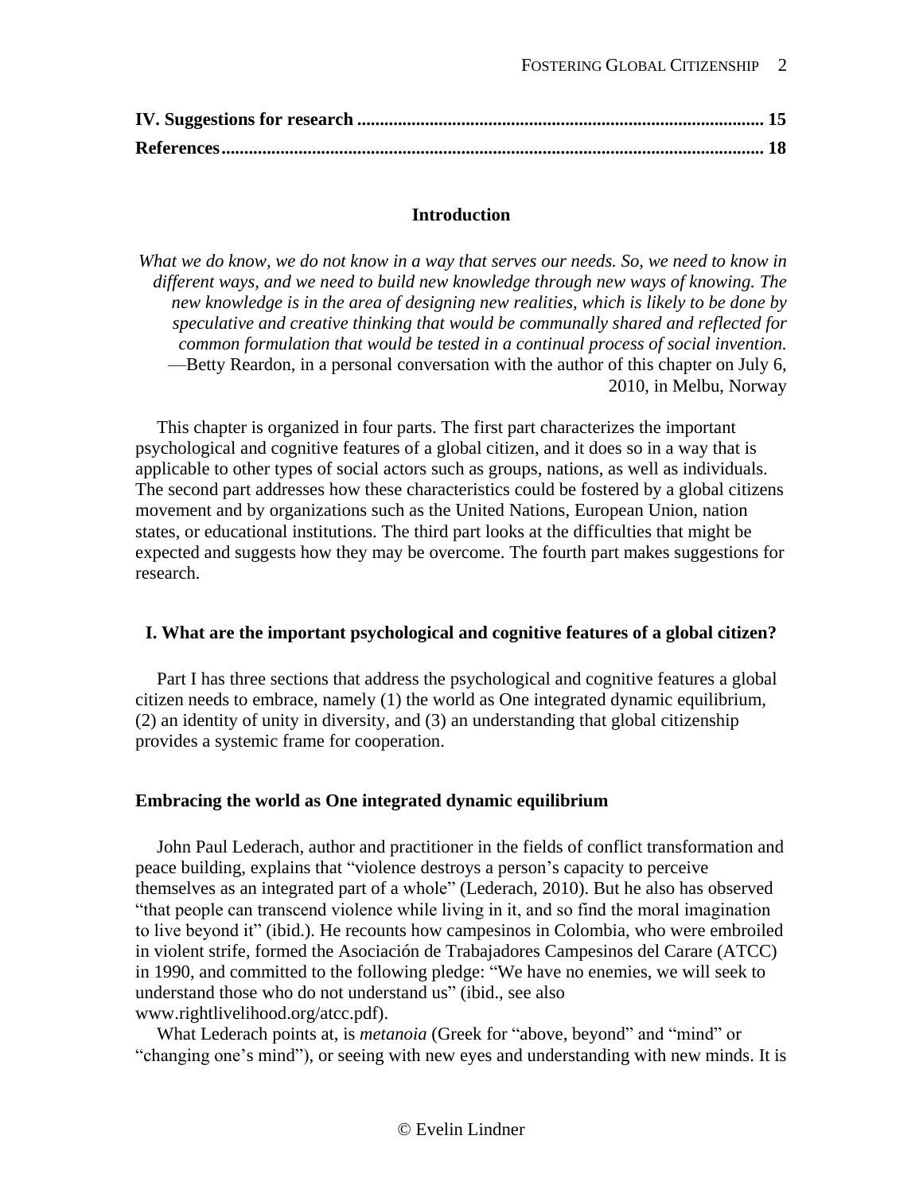**IV. Suggestions for research ........................................................................................ 15**
**References....................................................................................................................... 18**

## Introduction

*What we do know, we do not know in a way that serves our needs. So, we need to know in different ways, and we need to build new knowledge through new ways of knowing. The new knowledge is in the area of designing new realities, which is likely to be done by speculative and creative thinking that would be communally shared and reflected for common formulation that would be tested in a continual process of social invention.*
—Betty Reardon, in a personal conversation with the author of this chapter on July 6, 2010, in Melbu, Norway

This chapter is organized in four parts. The first part characterizes the important psychological and cognitive features of a global citizen, and it does so in a way that is applicable to other types of social actors such as groups, nations, as well as individuals. The second part addresses how these characteristics could be fostered by a global citizens movement and by organizations such as the United Nations, European Union, nation states, or educational institutions. The third part looks at the difficulties that might be expected and suggests how they may be overcome. The fourth part makes suggestions for research.

## I. What are the important psychological and cognitive features of a global citizen?

Part I has three sections that address the psychological and cognitive features a global citizen needs to embrace, namely (1) the world as One integrated dynamic equilibrium, (2) an identity of unity in diversity, and (3) an understanding that global citizenship provides a systemic frame for cooperation.

### Embracing the world as One integrated dynamic equilibrium

John Paul Lederach, author and practitioner in the fields of conflict transformation and peace building, explains that "violence destroys a person's capacity to perceive themselves as an integrated part of a whole" (Lederach, 2010). But he also has observed "that people can transcend violence while living in it, and so find the moral imagination to live beyond it" (ibid.). He recounts how campesinos in Colombia, who were embroiled in violent strife, formed the Asociación de Trabajadores Campesinos del Carare (ATCC) in 1990, and committed to the following pledge: "We have no enemies, we will seek to understand those who do not understand us" (ibid., see also www.rightlivelihood.org/atcc.pdf).

What Lederach points at, is *metanoia* (Greek for "above, beyond" and "mind" or "changing one's mind"), or seeing with new eyes and understanding with new minds. It is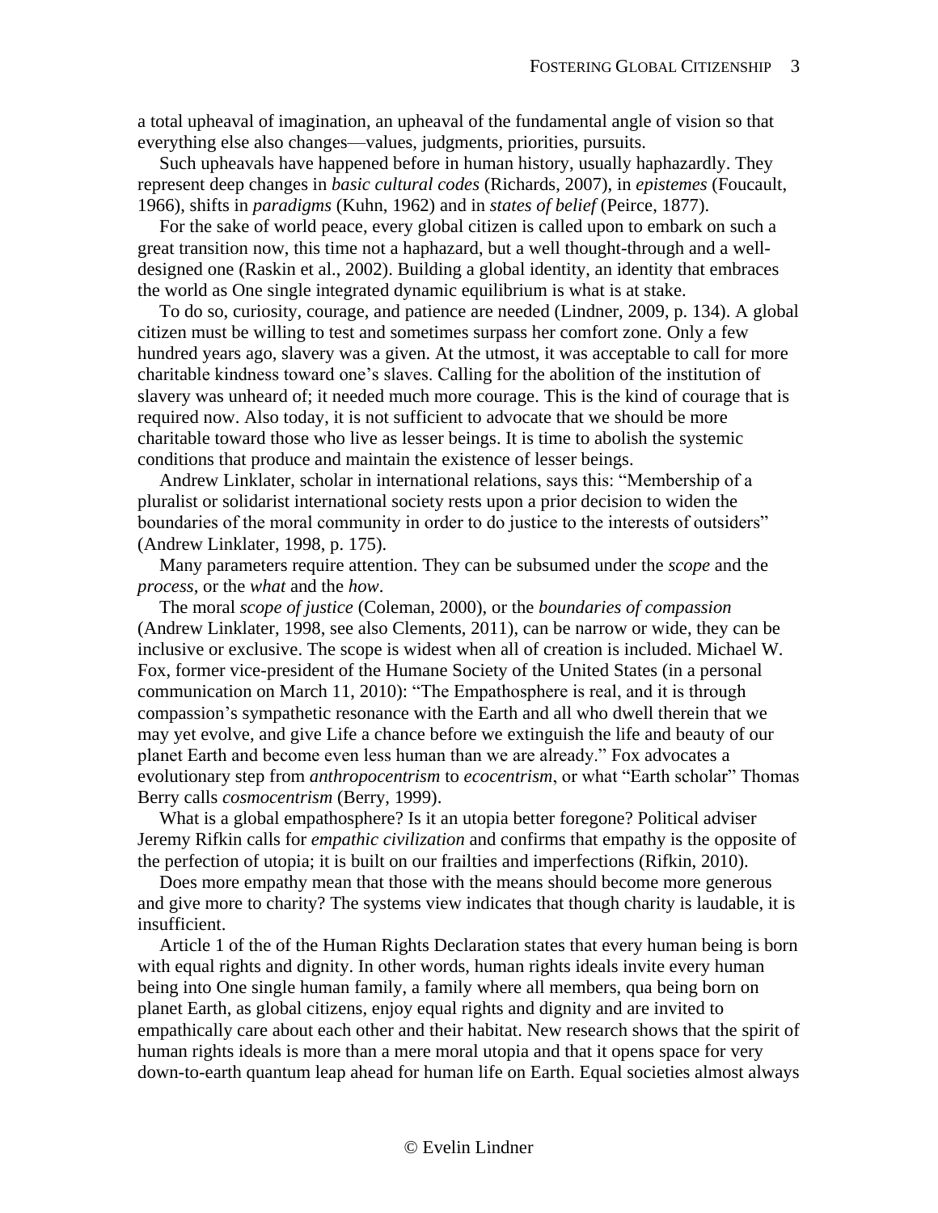a total upheaval of imagination, an upheaval of the fundamental angle of vision so that everything else also changes—values, judgments, priorities, pursuits.

Such upheavals have happened before in human history, usually haphazardly. They represent deep changes in *basic cultural codes* (Richards, 2007), in *epistemes* (Foucault, 1966), shifts in *paradigms* (Kuhn, 1962) and in *states of belief* (Peirce, 1877).

For the sake of world peace, every global citizen is called upon to embark on such a great transition now, this time not a haphazard, but a well thought-through and a well-designed one (Raskin et al., 2002). Building a global identity, an identity that embraces the world as One single integrated dynamic equilibrium is what is at stake.

To do so, curiosity, courage, and patience are needed (Lindner, 2009, p. 134). A global citizen must be willing to test and sometimes surpass her comfort zone. Only a few hundred years ago, slavery was a given. At the utmost, it was acceptable to call for more charitable kindness toward one's slaves. Calling for the abolition of the institution of slavery was unheard of; it needed much more courage. This is the kind of courage that is required now. Also today, it is not sufficient to advocate that we should be more charitable toward those who live as lesser beings. It is time to abolish the systemic conditions that produce and maintain the existence of lesser beings.

Andrew Linklater, scholar in international relations, says this: "Membership of a pluralist or solidarist international society rests upon a prior decision to widen the boundaries of the moral community in order to do justice to the interests of outsiders" (Andrew Linklater, 1998, p. 175).

Many parameters require attention. They can be subsumed under the *scope* and the *process*, or the *what* and the *how*.

The moral *scope of justice* (Coleman, 2000), or the *boundaries of compassion* (Andrew Linklater, 1998, see also Clements, 2011), can be narrow or wide, they can be inclusive or exclusive. The scope is widest when all of creation is included. Michael W. Fox, former vice-president of the Humane Society of the United States (in a personal communication on March 11, 2010): "The Empathosphere is real, and it is through compassion's sympathetic resonance with the Earth and all who dwell therein that we may yet evolve, and give Life a chance before we extinguish the life and beauty of our planet Earth and become even less human than we are already." Fox advocates a evolutionary step from *anthropocentrism* to *ecocentrism*, or what "Earth scholar" Thomas Berry calls *cosmocentrism* (Berry, 1999).

What is a global empathosphere? Is it an utopia better foregone? Political adviser Jeremy Rifkin calls for *empathic civilization* and confirms that empathy is the opposite of the perfection of utopia; it is built on our frailties and imperfections (Rifkin, 2010).

Does more empathy mean that those with the means should become more generous and give more to charity? The systems view indicates that though charity is laudable, it is insufficient.

Article 1 of the of the Human Rights Declaration states that every human being is born with equal rights and dignity. In other words, human rights ideals invite every human being into One single human family, a family where all members, qua being born on planet Earth, as global citizens, enjoy equal rights and dignity and are invited to empathically care about each other and their habitat. New research shows that the spirit of human rights ideals is more than a mere moral utopia and that it opens space for very down-to-earth quantum leap ahead for human life on Earth. Equal societies almost always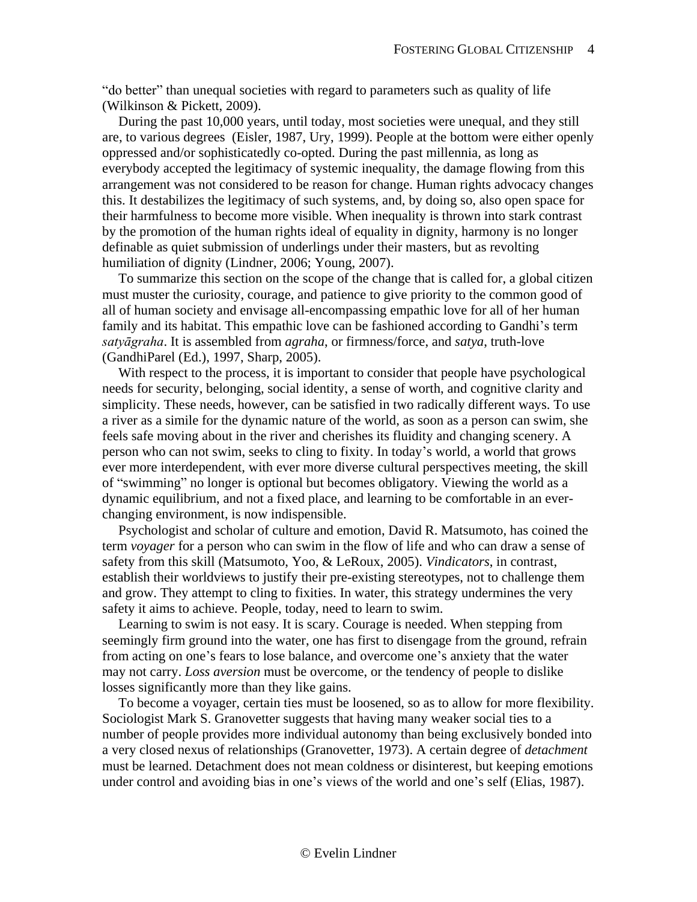"do better" than unequal societies with regard to parameters such as quality of life (Wilkinson & Pickett, 2009).

During the past 10,000 years, until today, most societies were unequal, and they still are, to various degrees  (Eisler, 1987, Ury, 1999). People at the bottom were either openly oppressed and/or sophisticatedly co-opted. During the past millennia, as long as everybody accepted the legitimacy of systemic inequality, the damage flowing from this arrangement was not considered to be reason for change. Human rights advocacy changes this. It destabilizes the legitimacy of such systems, and, by doing so, also open space for their harmfulness to become more visible. When inequality is thrown into stark contrast by the promotion of the human rights ideal of equality in dignity, harmony is no longer definable as quiet submission of underlings under their masters, but as revolting humiliation of dignity (Lindner, 2006; Young, 2007).

To summarize this section on the scope of the change that is called for, a global citizen must muster the curiosity, courage, and patience to give priority to the common good of all of human society and envisage all-encompassing empathic love for all of her human family and its habitat. This empathic love can be fashioned according to Gandhi's term *satyāgraha*. It is assembled from *agraha*, or firmness/force, and *satya*, truth-love (GandhiParel (Ed.), 1997, Sharp, 2005).

With respect to the process, it is important to consider that people have psychological needs for security, belonging, social identity, a sense of worth, and cognitive clarity and simplicity. These needs, however, can be satisfied in two radically different ways. To use a river as a simile for the dynamic nature of the world, as soon as a person can swim, she feels safe moving about in the river and cherishes its fluidity and changing scenery. A person who can not swim, seeks to cling to fixity. In today's world, a world that grows ever more interdependent, with ever more diverse cultural perspectives meeting, the skill of "swimming" no longer is optional but becomes obligatory. Viewing the world as a dynamic equilibrium, and not a fixed place, and learning to be comfortable in an ever-changing environment, is now indispensible.

Psychologist and scholar of culture and emotion, David R. Matsumoto, has coined the term *voyager* for a person who can swim in the flow of life and who can draw a sense of safety from this skill (Matsumoto, Yoo, & LeRoux, 2005). *Vindicators*, in contrast, establish their worldviews to justify their pre-existing stereotypes, not to challenge them and grow. They attempt to cling to fixities. In water, this strategy undermines the very safety it aims to achieve. People, today, need to learn to swim.

Learning to swim is not easy. It is scary. Courage is needed. When stepping from seemingly firm ground into the water, one has first to disengage from the ground, refrain from acting on one's fears to lose balance, and overcome one's anxiety that the water may not carry. *Loss aversion* must be overcome, or the tendency of people to dislike losses significantly more than they like gains.

To become a voyager, certain ties must be loosened, so as to allow for more flexibility. Sociologist Mark S. Granovetter suggests that having many weaker social ties to a number of people provides more individual autonomy than being exclusively bonded into a very closed nexus of relationships (Granovetter, 1973). A certain degree of *detachment* must be learned. Detachment does not mean coldness or disinterest, but keeping emotions under control and avoiding bias in one's views of the world and one's self (Elias, 1987).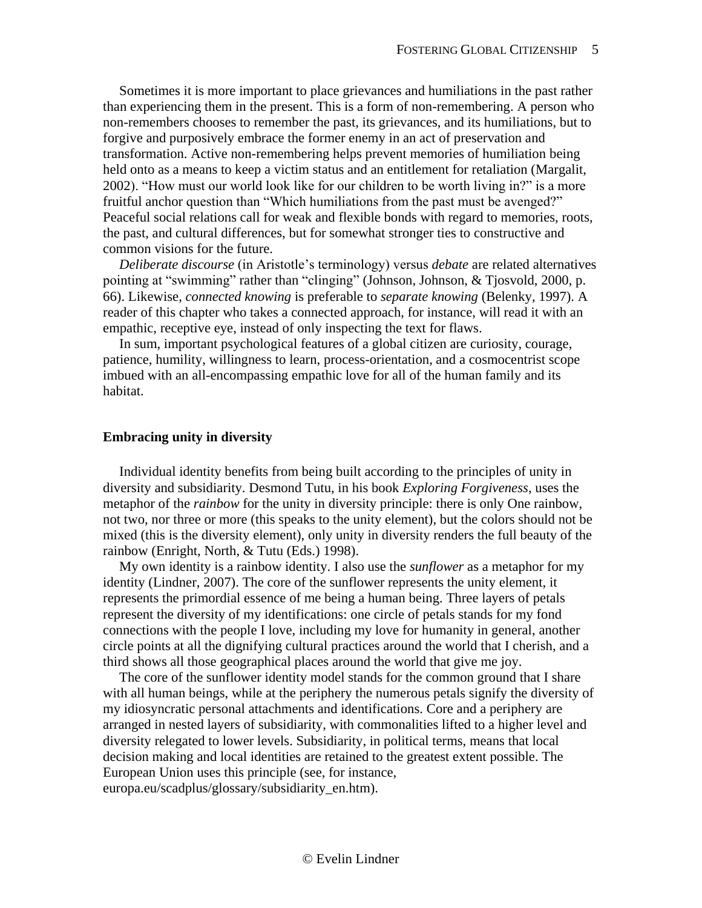Sometimes it is more important to place grievances and humiliations in the past rather than experiencing them in the present. This is a form of non-remembering. A person who non-remembers chooses to remember the past, its grievances, and its humiliations, but to forgive and purposively embrace the former enemy in an act of preservation and transformation. Active non-remembering helps prevent memories of humiliation being held onto as a means to keep a victim status and an entitlement for retaliation (Margalit, 2002). "How must our world look like for our children to be worth living in?" is a more fruitful anchor question than "Which humiliations from the past must be avenged?" Peaceful social relations call for weak and flexible bonds with regard to memories, roots, the past, and cultural differences, but for somewhat stronger ties to constructive and common visions for the future.

*Deliberate discourse* (in Aristotle's terminology) versus *debate* are related alternatives pointing at "swimming" rather than "clinging" (Johnson, Johnson, & Tjosvold, 2000, p. 66). Likewise, *connected knowing* is preferable to *separate knowing* (Belenky, 1997). A reader of this chapter who takes a connected approach, for instance, will read it with an empathic, receptive eye, instead of only inspecting the text for flaws.

In sum, important psychological features of a global citizen are curiosity, courage, patience, humility, willingness to learn, process-orientation, and a cosmocentrist scope imbued with an all-encompassing empathic love for all of the human family and its habitat.

## Embracing unity in diversity

Individual identity benefits from being built according to the principles of unity in diversity and subsidiarity. Desmond Tutu, in his book *Exploring Forgiveness*, uses the metaphor of the *rainbow* for the unity in diversity principle: there is only One rainbow, not two, nor three or more (this speaks to the unity element), but the colors should not be mixed (this is the diversity element), only unity in diversity renders the full beauty of the rainbow (Enright, North, & Tutu (Eds.) 1998).

My own identity is a rainbow identity. I also use the *sunflower* as a metaphor for my identity (Lindner, 2007). The core of the sunflower represents the unity element, it represents the primordial essence of me being a human being. Three layers of petals represent the diversity of my identifications: one circle of petals stands for my fond connections with the people I love, including my love for humanity in general, another circle points at all the dignifying cultural practices around the world that I cherish, and a third shows all those geographical places around the world that give me joy.

The core of the sunflower identity model stands for the common ground that I share with all human beings, while at the periphery the numerous petals signify the diversity of my idiosyncratic personal attachments and identifications. Core and a periphery are arranged in nested layers of subsidiarity, with commonalities lifted to a higher level and diversity relegated to lower levels. Subsidiarity, in political terms, means that local decision making and local identities are retained to the greatest extent possible. The European Union uses this principle (see, for instance, europa.eu/scadplus/glossary/subsidiarity_en.htm).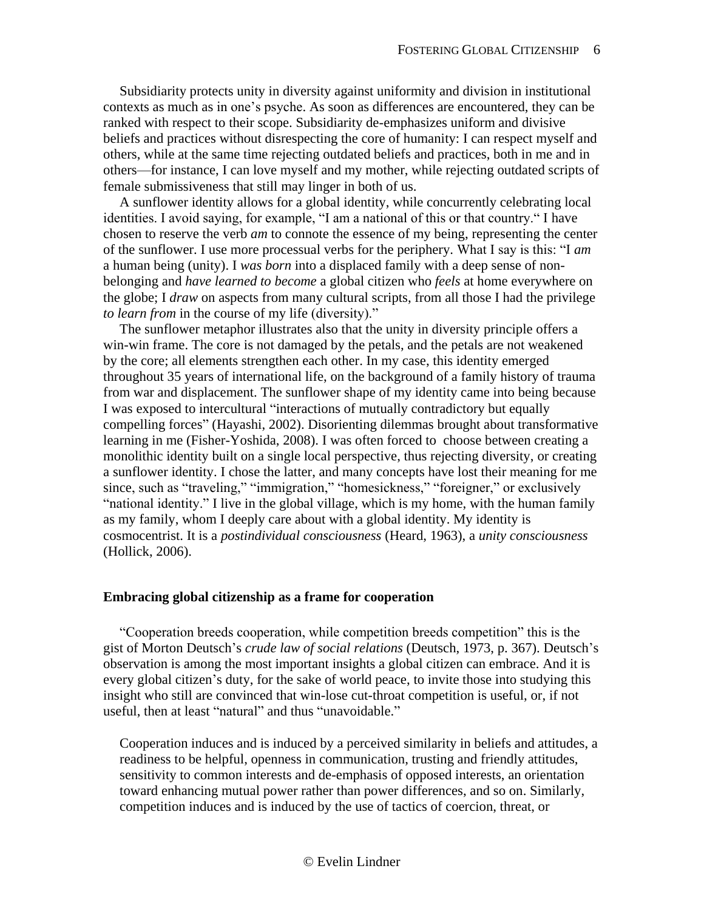Subsidiarity protects unity in diversity against uniformity and division in institutional contexts as much as in one's psyche. As soon as differences are encountered, they can be ranked with respect to their scope. Subsidiarity de-emphasizes uniform and divisive beliefs and practices without disrespecting the core of humanity: I can respect myself and others, while at the same time rejecting outdated beliefs and practices, both in me and in others—for instance, I can love myself and my mother, while rejecting outdated scripts of female submissiveness that still may linger in both of us.

A sunflower identity allows for a global identity, while concurrently celebrating local identities. I avoid saying, for example, "I am a national of this or that country." I have chosen to reserve the verb *am* to connote the essence of my being, representing the center of the sunflower. I use more processual verbs for the periphery. What I say is this: "I *am* a human being (unity). I *was born* into a displaced family with a deep sense of non-belonging and *have learned to become* a global citizen who *feels* at home everywhere on the globe; I *draw* on aspects from many cultural scripts, from all those I had the privilege *to learn from* in the course of my life (diversity)."

The sunflower metaphor illustrates also that the unity in diversity principle offers a win-win frame. The core is not damaged by the petals, and the petals are not weakened by the core; all elements strengthen each other. In my case, this identity emerged throughout 35 years of international life, on the background of a family history of trauma from war and displacement. The sunflower shape of my identity came into being because I was exposed to intercultural "interactions of mutually contradictory but equally compelling forces" (Hayashi, 2002). Disorienting dilemmas brought about transformative learning in me (Fisher-Yoshida, 2008). I was often forced to choose between creating a monolithic identity built on a single local perspective, thus rejecting diversity, or creating a sunflower identity. I chose the latter, and many concepts have lost their meaning for me since, such as "traveling," "immigration," "homesickness," "foreigner," or exclusively "national identity." I live in the global village, which is my home, with the human family as my family, whom I deeply care about with a global identity. My identity is cosmocentrist. It is a *postindividual consciousness* (Heard, 1963), a *unity consciousness* (Hollick, 2006).

### Embracing global citizenship as a frame for cooperation

"Cooperation breeds cooperation, while competition breeds competition" this is the gist of Morton Deutsch's *crude law of social relations* (Deutsch, 1973, p. 367). Deutsch's observation is among the most important insights a global citizen can embrace. And it is every global citizen's duty, for the sake of world peace, to invite those into studying this insight who still are convinced that win-lose cut-throat competition is useful, or, if not useful, then at least "natural" and thus "unavoidable."

> Cooperation induces and is induced by a perceived similarity in beliefs and attitudes, a readiness to be helpful, openness in communication, trusting and friendly attitudes, sensitivity to common interests and de-emphasis of opposed interests, an orientation toward enhancing mutual power rather than power differences, and so on. Similarly, competition induces and is induced by the use of tactics of coercion, threat, or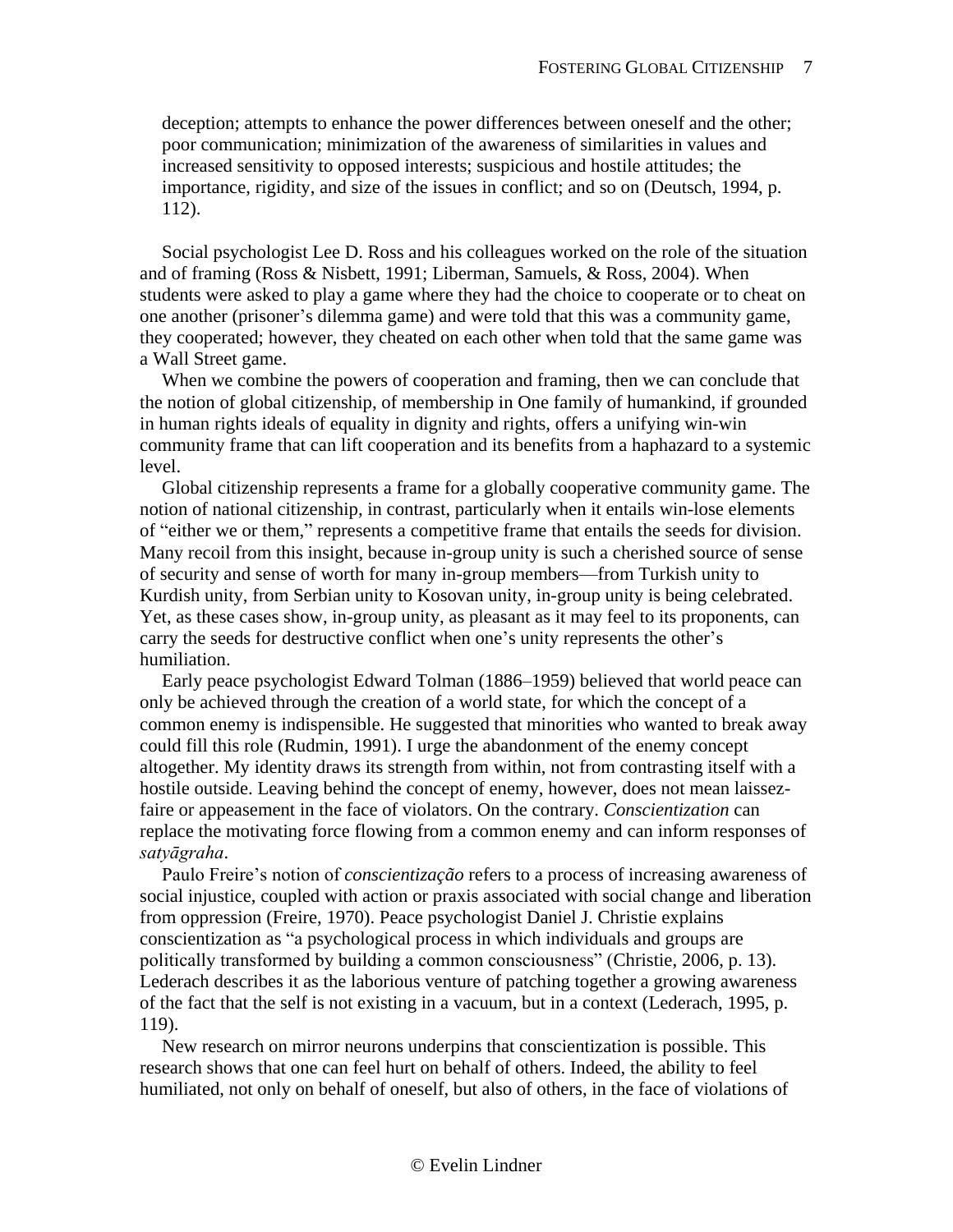deception; attempts to enhance the power differences between oneself and the other; poor communication; minimization of the awareness of similarities in values and increased sensitivity to opposed interests; suspicious and hostile attitudes; the importance, rigidity, and size of the issues in conflict; and so on (Deutsch, 1994, p. 112).

Social psychologist Lee D. Ross and his colleagues worked on the role of the situation and of framing (Ross & Nisbett, 1991; Liberman, Samuels, & Ross, 2004). When students were asked to play a game where they had the choice to cooperate or to cheat on one another (prisoner's dilemma game) and were told that this was a community game, they cooperated; however, they cheated on each other when told that the same game was a Wall Street game.

When we combine the powers of cooperation and framing, then we can conclude that the notion of global citizenship, of membership in One family of humankind, if grounded in human rights ideals of equality in dignity and rights, offers a unifying win-win community frame that can lift cooperation and its benefits from a haphazard to a systemic level.

Global citizenship represents a frame for a globally cooperative community game. The notion of national citizenship, in contrast, particularly when it entails win-lose elements of "either we or them," represents a competitive frame that entails the seeds for division. Many recoil from this insight, because in-group unity is such a cherished source of sense of security and sense of worth for many in-group members—from Turkish unity to Kurdish unity, from Serbian unity to Kosovan unity, in-group unity is being celebrated. Yet, as these cases show, in-group unity, as pleasant as it may feel to its proponents, can carry the seeds for destructive conflict when one's unity represents the other's humiliation.

Early peace psychologist Edward Tolman (1886–1959) believed that world peace can only be achieved through the creation of a world state, for which the concept of a common enemy is indispensible. He suggested that minorities who wanted to break away could fill this role (Rudmin, 1991). I urge the abandonment of the enemy concept altogether. My identity draws its strength from within, not from contrasting itself with a hostile outside. Leaving behind the concept of enemy, however, does not mean laissez-faire or appeasement in the face of violators. On the contrary. *Conscientization* can replace the motivating force flowing from a common enemy and can inform responses of *satyāgraha*.

Paulo Freire's notion of *conscientização* refers to a process of increasing awareness of social injustice, coupled with action or praxis associated with social change and liberation from oppression (Freire, 1970). Peace psychologist Daniel J. Christie explains conscientization as "a psychological process in which individuals and groups are politically transformed by building a common consciousness" (Christie, 2006, p. 13). Lederach describes it as the laborious venture of patching together a growing awareness of the fact that the self is not existing in a vacuum, but in a context (Lederach, 1995, p. 119).

New research on mirror neurons underpins that conscientization is possible. This research shows that one can feel hurt on behalf of others. Indeed, the ability to feel humiliated, not only on behalf of oneself, but also of others, in the face of violations of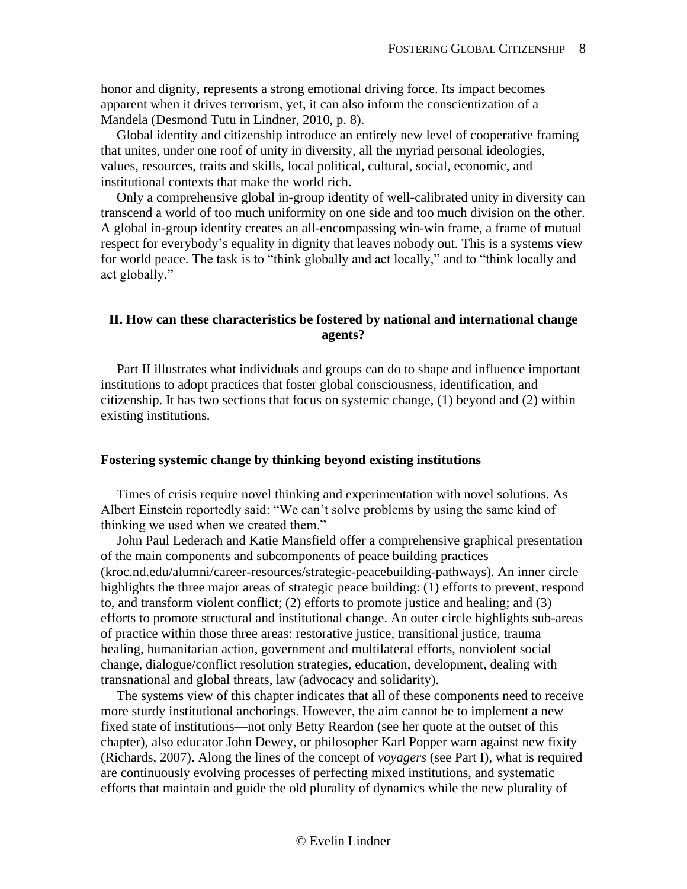honor and dignity, represents a strong emotional driving force. Its impact becomes apparent when it drives terrorism, yet, it can also inform the conscientization of a Mandela (Desmond Tutu in Lindner, 2010, p. 8).

Global identity and citizenship introduce an entirely new level of cooperative framing that unites, under one roof of unity in diversity, all the myriad personal ideologies, values, resources, traits and skills, local political, cultural, social, economic, and institutional contexts that make the world rich.

Only a comprehensive global in-group identity of well-calibrated unity in diversity can transcend a world of too much uniformity on one side and too much division on the other. A global in-group identity creates an all-encompassing win-win frame, a frame of mutual respect for everybody's equality in dignity that leaves nobody out. This is a systems view for world peace. The task is to "think globally and act locally," and to "think locally and act globally."

## II. How can these characteristics be fostered by national and international change agents?

Part II illustrates what individuals and groups can do to shape and influence important institutions to adopt practices that foster global consciousness, identification, and citizenship. It has two sections that focus on systemic change, (1) beyond and (2) within existing institutions.

### Fostering systemic change by thinking beyond existing institutions

Times of crisis require novel thinking and experimentation with novel solutions. As Albert Einstein reportedly said: "We can't solve problems by using the same kind of thinking we used when we created them."

John Paul Lederach and Katie Mansfield offer a comprehensive graphical presentation of the main components and subcomponents of peace building practices (kroc.nd.edu/alumni/career-resources/strategic-peacebuilding-pathways). An inner circle highlights the three major areas of strategic peace building: (1) efforts to prevent, respond to, and transform violent conflict; (2) efforts to promote justice and healing; and (3) efforts to promote structural and institutional change. An outer circle highlights sub-areas of practice within those three areas: restorative justice, transitional justice, trauma healing, humanitarian action, government and multilateral efforts, nonviolent social change, dialogue/conflict resolution strategies, education, development, dealing with transnational and global threats, law (advocacy and solidarity).

The systems view of this chapter indicates that all of these components need to receive more sturdy institutional anchorings. However, the aim cannot be to implement a new fixed state of institutions—not only Betty Reardon (see her quote at the outset of this chapter), also educator John Dewey, or philosopher Karl Popper warn against new fixity (Richards, 2007). Along the lines of the concept of *voyagers* (see Part I), what is required are continuously evolving processes of perfecting mixed institutions, and systematic efforts that maintain and guide the old plurality of dynamics while the new plurality of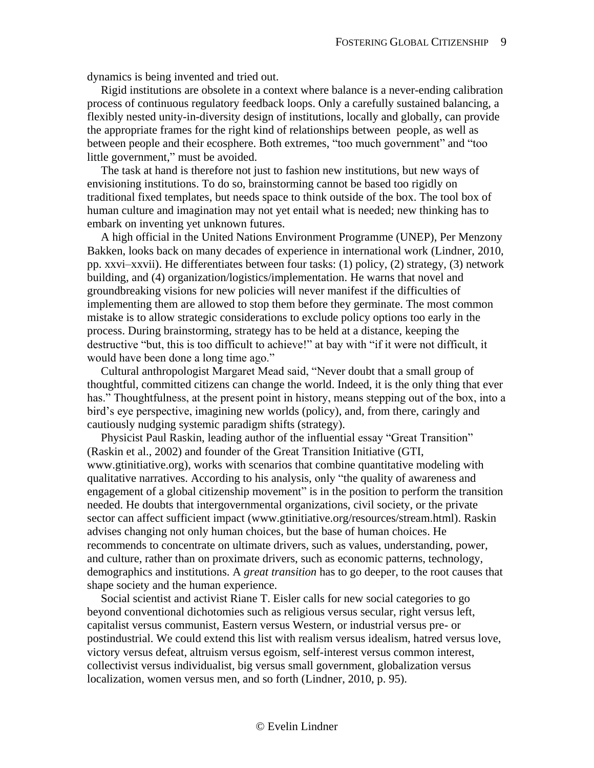dynamics is being invented and tried out.

Rigid institutions are obsolete in a context where balance is a never-ending calibration process of continuous regulatory feedback loops. Only a carefully sustained balancing, a flexibly nested unity-in-diversity design of institutions, locally and globally, can provide the appropriate frames for the right kind of relationships between people, as well as between people and their ecosphere. Both extremes, "too much government" and "too little government," must be avoided.

The task at hand is therefore not just to fashion new institutions, but new ways of envisioning institutions. To do so, brainstorming cannot be based too rigidly on traditional fixed templates, but needs space to think outside of the box. The tool box of human culture and imagination may not yet entail what is needed; new thinking has to embark on inventing yet unknown futures.

A high official in the United Nations Environment Programme (UNEP), Per Menzony Bakken, looks back on many decades of experience in international work (Lindner, 2010, pp. xxvi–xxvii). He differentiates between four tasks: (1) policy, (2) strategy, (3) network building, and (4) organization/logistics/implementation. He warns that novel and groundbreaking visions for new policies will never manifest if the difficulties of implementing them are allowed to stop them before they germinate. The most common mistake is to allow strategic considerations to exclude policy options too early in the process. During brainstorming, strategy has to be held at a distance, keeping the destructive "but, this is too difficult to achieve!" at bay with "if it were not difficult, it would have been done a long time ago."

Cultural anthropologist Margaret Mead said, "Never doubt that a small group of thoughtful, committed citizens can change the world. Indeed, it is the only thing that ever has." Thoughtfulness, at the present point in history, means stepping out of the box, into a bird's eye perspective, imagining new worlds (policy), and, from there, caringly and cautiously nudging systemic paradigm shifts (strategy).

Physicist Paul Raskin, leading author of the influential essay "Great Transition" (Raskin et al., 2002) and founder of the Great Transition Initiative (GTI, www.gtinitiative.org), works with scenarios that combine quantitative modeling with qualitative narratives. According to his analysis, only "the quality of awareness and engagement of a global citizenship movement" is in the position to perform the transition needed. He doubts that intergovernmental organizations, civil society, or the private sector can affect sufficient impact (www.gtinitiative.org/resources/stream.html). Raskin advises changing not only human choices, but the base of human choices. He recommends to concentrate on ultimate drivers, such as values, understanding, power, and culture, rather than on proximate drivers, such as economic patterns, technology, demographics and institutions. A *great transition* has to go deeper, to the root causes that shape society and the human experience.

Social scientist and activist Riane T. Eisler calls for new social categories to go beyond conventional dichotomies such as religious versus secular, right versus left, capitalist versus communist, Eastern versus Western, or industrial versus pre- or postindustrial. We could extend this list with realism versus idealism, hatred versus love, victory versus defeat, altruism versus egoism, self-interest versus common interest, collectivist versus individualist, big versus small government, globalization versus localization, women versus men, and so forth (Lindner, 2010, p. 95).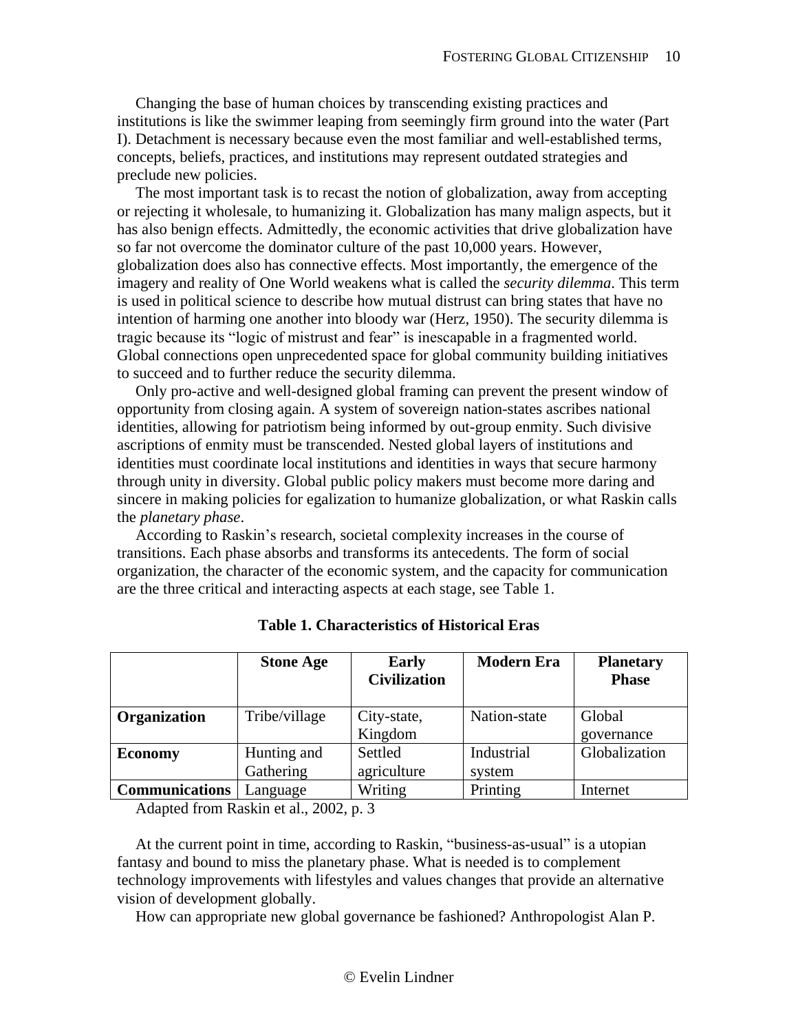Changing the base of human choices by transcending existing practices and institutions is like the swimmer leaping from seemingly firm ground into the water (Part I). Detachment is necessary because even the most familiar and well-established terms, concepts, beliefs, practices, and institutions may represent outdated strategies and preclude new policies.

The most important task is to recast the notion of globalization, away from accepting or rejecting it wholesale, to humanizing it. Globalization has many malign aspects, but it has also benign effects. Admittedly, the economic activities that drive globalization have so far not overcome the dominator culture of the past 10,000 years. However, globalization does also has connective effects. Most importantly, the emergence of the imagery and reality of One World weakens what is called the *security dilemma*. This term is used in political science to describe how mutual distrust can bring states that have no intention of harming one another into bloody war (Herz, 1950). The security dilemma is tragic because its "logic of mistrust and fear" is inescapable in a fragmented world. Global connections open unprecedented space for global community building initiatives to succeed and to further reduce the security dilemma.

Only pro-active and well-designed global framing can prevent the present window of opportunity from closing again. A system of sovereign nation-states ascribes national identities, allowing for patriotism being informed by out-group enmity. Such divisive ascriptions of enmity must be transcended. Nested global layers of institutions and identities must coordinate local institutions and identities in ways that secure harmony through unity in diversity. Global public policy makers must become more daring and sincere in making policies for egalization to humanize globalization, or what Raskin calls the *planetary phase*.

According to Raskin's research, societal complexity increases in the course of transitions. Each phase absorbs and transforms its antecedents. The form of social organization, the character of the economic system, and the capacity for communication are the three critical and interacting aspects at each stage, see Table 1.

**Table 1. Characteristics of Historical Eras**

| | **Stone Age** | **Early Civilization** | **Modern Era** | **Planetary Phase** |
|---|---|---|---|---|
| **Organization** | Tribe/village | City-state, Kingdom | Nation-state | Global governance |
| **Economy** | Hunting and Gathering | Settled agriculture | Industrial system | Globalization |
| **Communications** | Language | Writing | Printing | Internet |

Adapted from Raskin et al., 2002, p. 3

At the current point in time, according to Raskin, "business-as-usual" is a utopian fantasy and bound to miss the planetary phase. What is needed is to complement technology improvements with lifestyles and values changes that provide an alternative vision of development globally.

How can appropriate new global governance be fashioned? Anthropologist Alan P.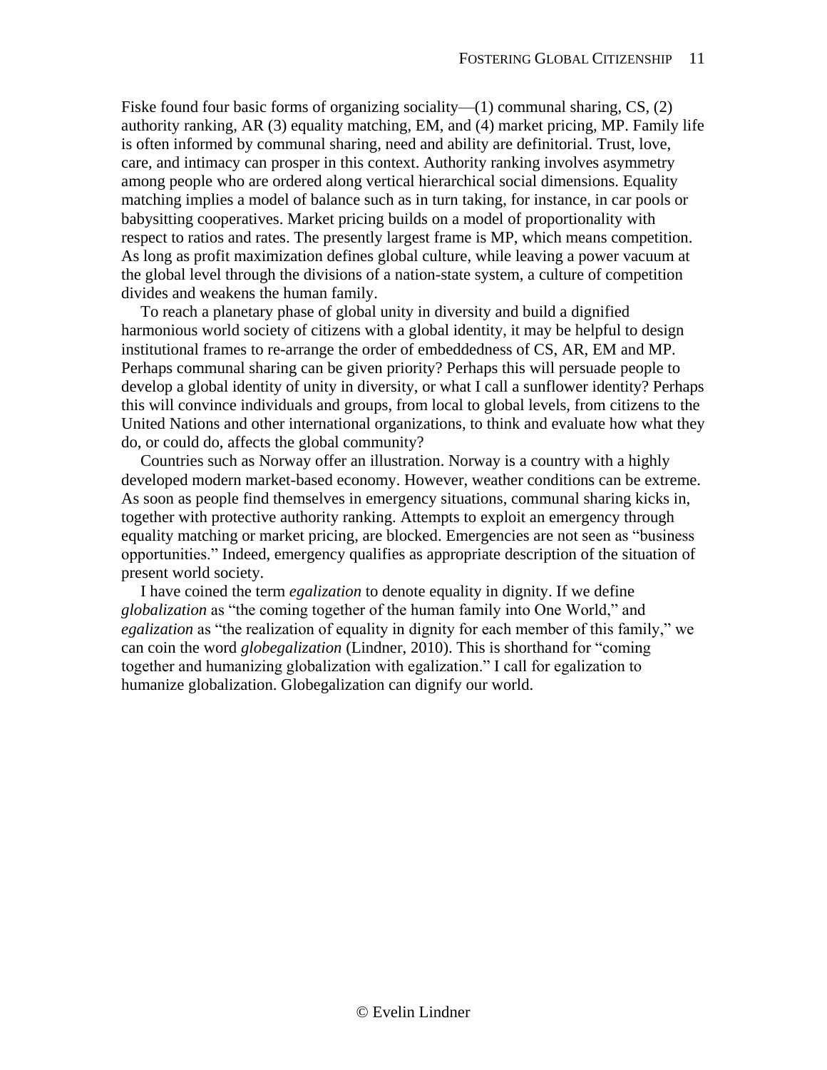Fiske found four basic forms of organizing sociality—(1) communal sharing, CS, (2) authority ranking, AR (3) equality matching, EM, and (4) market pricing, MP. Family life is often informed by communal sharing, need and ability are definitorial. Trust, love, care, and intimacy can prosper in this context. Authority ranking involves asymmetry among people who are ordered along vertical hierarchical social dimensions. Equality matching implies a model of balance such as in turn taking, for instance, in car pools or babysitting cooperatives. Market pricing builds on a model of proportionality with respect to ratios and rates. The presently largest frame is MP, which means competition. As long as profit maximization defines global culture, while leaving a power vacuum at the global level through the divisions of a nation-state system, a culture of competition divides and weakens the human family.

To reach a planetary phase of global unity in diversity and build a dignified harmonious world society of citizens with a global identity, it may be helpful to design institutional frames to re-arrange the order of embeddedness of CS, AR, EM and MP. Perhaps communal sharing can be given priority? Perhaps this will persuade people to develop a global identity of unity in diversity, or what I call a sunflower identity? Perhaps this will convince individuals and groups, from local to global levels, from citizens to the United Nations and other international organizations, to think and evaluate how what they do, or could do, affects the global community?

Countries such as Norway offer an illustration. Norway is a country with a highly developed modern market-based economy. However, weather conditions can be extreme. As soon as people find themselves in emergency situations, communal sharing kicks in, together with protective authority ranking. Attempts to exploit an emergency through equality matching or market pricing, are blocked. Emergencies are not seen as "business opportunities." Indeed, emergency qualifies as appropriate description of the situation of present world society.

I have coined the term *egalization* to denote equality in dignity. If we define *globalization* as "the coming together of the human family into One World," and *egalization* as "the realization of equality in dignity for each member of this family," we can coin the word *globegalization* (Lindner, 2010). This is shorthand for "coming together and humanizing globalization with egalization." I call for egalization to humanize globalization. Globegalization can dignify our world.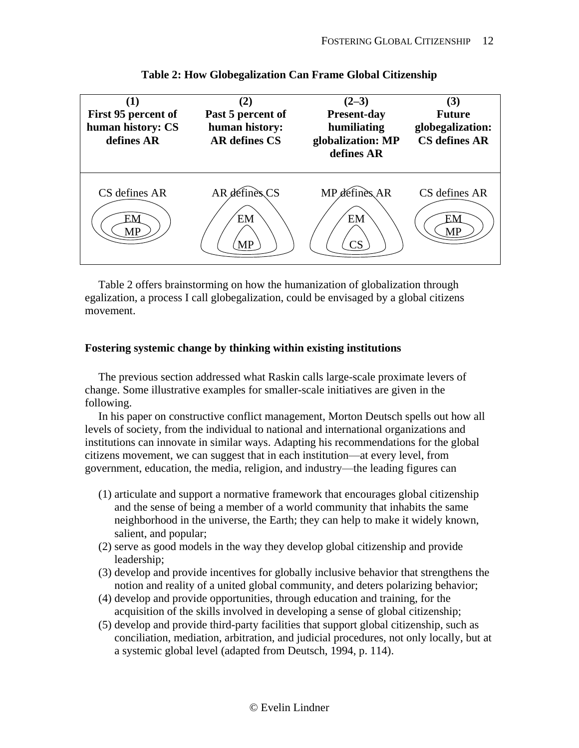**Table 2: How Globegalization Can Frame Global Citizenship**

| (1) First 95 percent of human history: CS defines AR | (2) Past 5 percent of human history: AR defines CS | (2–3) Present-day humiliating globalization: MP defines AR | (3) Future globegalization: CS defines AR |
|---|---|---|---|
| CS defines AR<br>EM<br>MP | AR defines CS<br>EM<br>MP | MP defines AR<br>EM<br>CS | CS defines AR<br>EM<br>MP |

Table 2 offers brainstorming on how the humanization of globalization through egalization, a process I call globegalization, could be envisaged by a global citizens movement.

## Fostering systemic change by thinking within existing institutions

The previous section addressed what Raskin calls large-scale proximate levers of change. Some illustrative examples for smaller-scale initiatives are given in the following.

In his paper on constructive conflict management, Morton Deutsch spells out how all levels of society, from the individual to national and international organizations and institutions can innovate in similar ways. Adapting his recommendations for the global citizens movement, we can suggest that in each institution—at every level, from government, education, the media, religion, and industry—the leading figures can

(1) articulate and support a normative framework that encourages global citizenship and the sense of being a member of a world community that inhabits the same neighborhood in the universe, the Earth; they can help to make it widely known, salient, and popular;
(2) serve as good models in the way they develop global citizenship and provide leadership;
(3) develop and provide incentives for globally inclusive behavior that strengthens the notion and reality of a united global community, and deters polarizing behavior;
(4) develop and provide opportunities, through education and training, for the acquisition of the skills involved in developing a sense of global citizenship;
(5) develop and provide third-party facilities that support global citizenship, such as conciliation, mediation, arbitration, and judicial procedures, not only locally, but at a systemic global level (adapted from Deutsch, 1994, p. 114).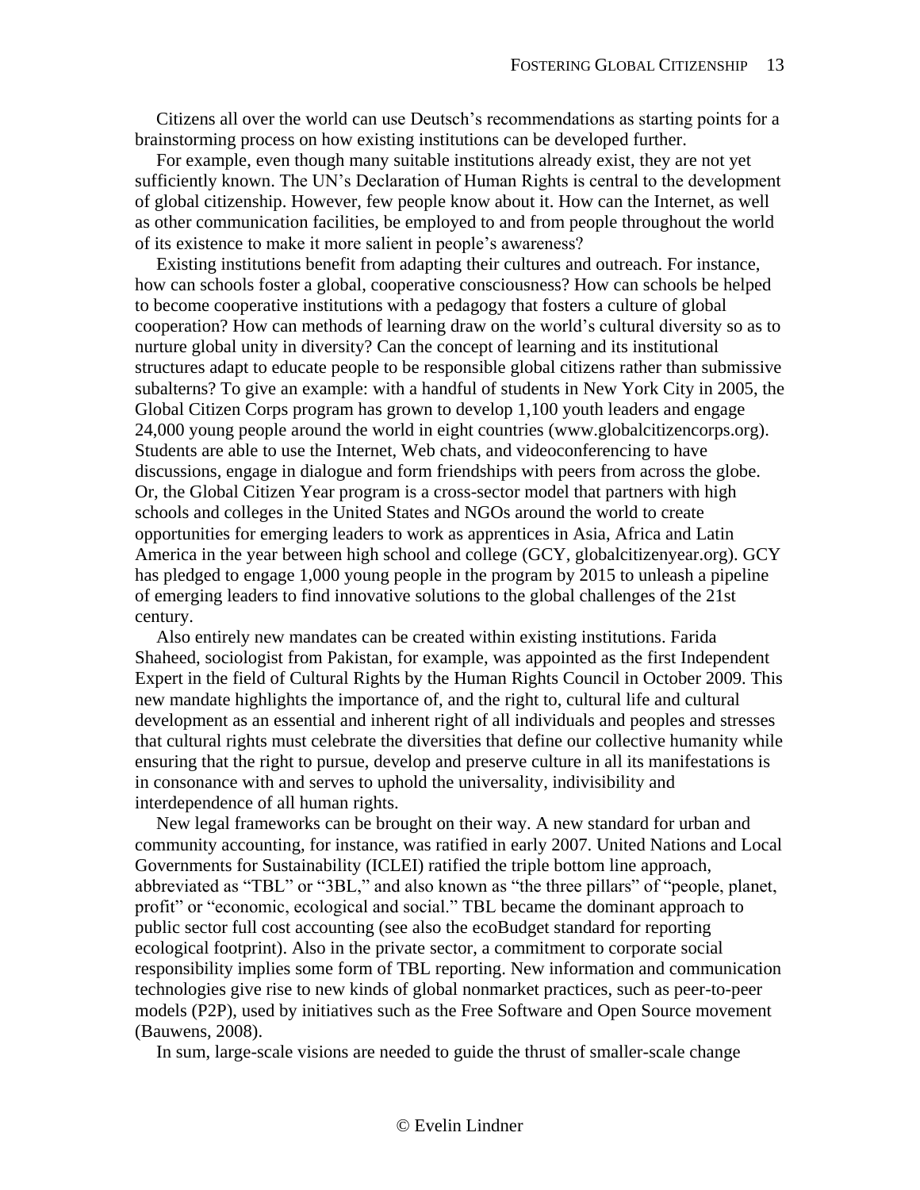Citizens all over the world can use Deutsch's recommendations as starting points for a brainstorming process on how existing institutions can be developed further.

For example, even though many suitable institutions already exist, they are not yet sufficiently known. The UN's Declaration of Human Rights is central to the development of global citizenship. However, few people know about it. How can the Internet, as well as other communication facilities, be employed to and from people throughout the world of its existence to make it more salient in people's awareness?

Existing institutions benefit from adapting their cultures and outreach. For instance, how can schools foster a global, cooperative consciousness? How can schools be helped to become cooperative institutions with a pedagogy that fosters a culture of global cooperation? How can methods of learning draw on the world's cultural diversity so as to nurture global unity in diversity? Can the concept of learning and its institutional structures adapt to educate people to be responsible global citizens rather than submissive subalterns? To give an example: with a handful of students in New York City in 2005, the Global Citizen Corps program has grown to develop 1,100 youth leaders and engage 24,000 young people around the world in eight countries (www.globalcitizencorps.org). Students are able to use the Internet, Web chats, and videoconferencing to have discussions, engage in dialogue and form friendships with peers from across the globe. Or, the Global Citizen Year program is a cross-sector model that partners with high schools and colleges in the United States and NGOs around the world to create opportunities for emerging leaders to work as apprentices in Asia, Africa and Latin America in the year between high school and college (GCY, globalcitizenyear.org). GCY has pledged to engage 1,000 young people in the program by 2015 to unleash a pipeline of emerging leaders to find innovative solutions to the global challenges of the 21st century.

Also entirely new mandates can be created within existing institutions. Farida Shaheed, sociologist from Pakistan, for example, was appointed as the first Independent Expert in the field of Cultural Rights by the Human Rights Council in October 2009. This new mandate highlights the importance of, and the right to, cultural life and cultural development as an essential and inherent right of all individuals and peoples and stresses that cultural rights must celebrate the diversities that define our collective humanity while ensuring that the right to pursue, develop and preserve culture in all its manifestations is in consonance with and serves to uphold the universality, indivisibility and interdependence of all human rights.

New legal frameworks can be brought on their way. A new standard for urban and community accounting, for instance, was ratified in early 2007. United Nations and Local Governments for Sustainability (ICLEI) ratified the triple bottom line approach, abbreviated as "TBL" or "3BL," and also known as "the three pillars" of "people, planet, profit" or "economic, ecological and social." TBL became the dominant approach to public sector full cost accounting (see also the ecoBudget standard for reporting ecological footprint). Also in the private sector, a commitment to corporate social responsibility implies some form of TBL reporting. New information and communication technologies give rise to new kinds of global nonmarket practices, such as peer-to-peer models (P2P), used by initiatives such as the Free Software and Open Source movement (Bauwens, 2008).

In sum, large-scale visions are needed to guide the thrust of smaller-scale change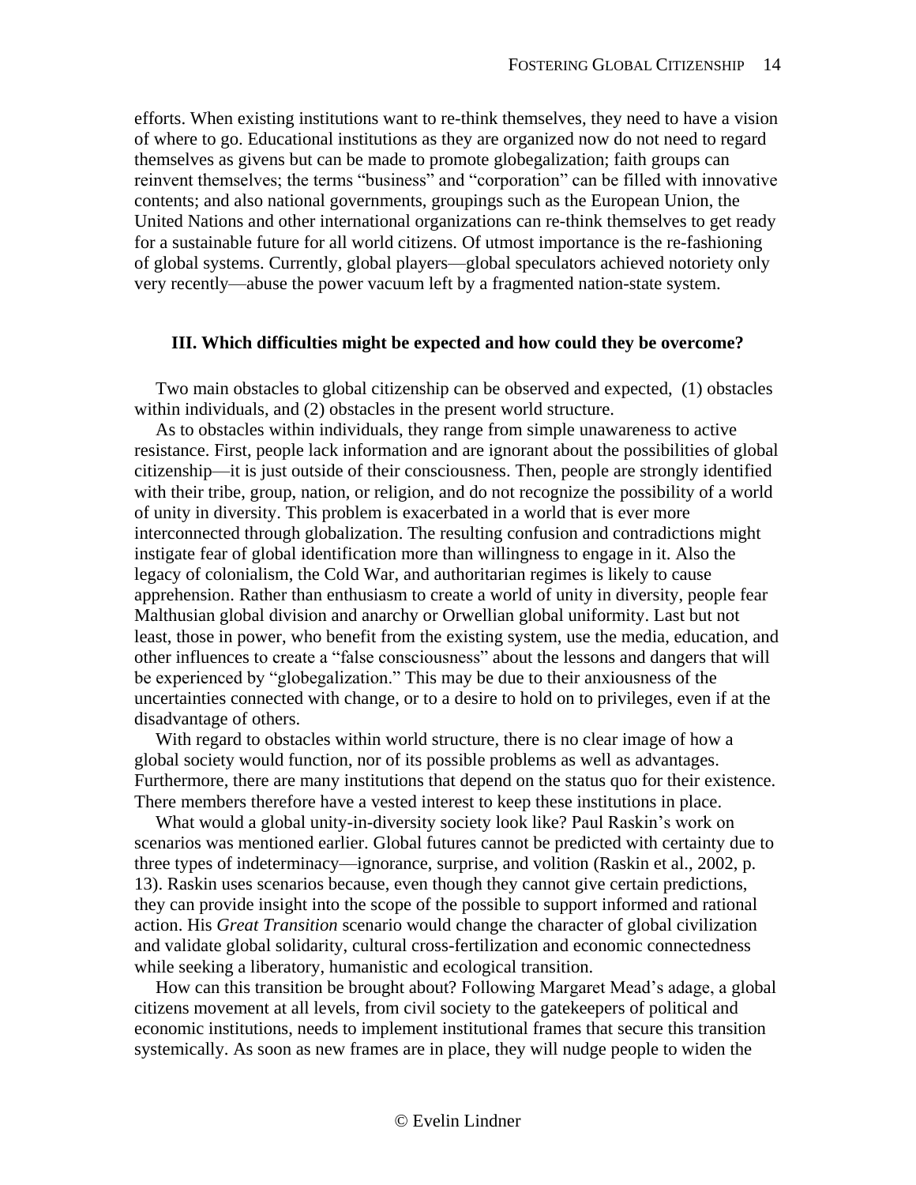efforts. When existing institutions want to re-think themselves, they need to have a vision of where to go. Educational institutions as they are organized now do not need to regard themselves as givens but can be made to promote globegalization; faith groups can reinvent themselves; the terms "business" and "corporation" can be filled with innovative contents; and also national governments, groupings such as the European Union, the United Nations and other international organizations can re-think themselves to get ready for a sustainable future for all world citizens. Of utmost importance is the re-fashioning of global systems. Currently, global players—global speculators achieved notoriety only very recently—abuse the power vacuum left by a fragmented nation-state system.

### III. Which difficulties might be expected and how could they be overcome?

Two main obstacles to global citizenship can be observed and expected, (1) obstacles within individuals, and (2) obstacles in the present world structure.

As to obstacles within individuals, they range from simple unawareness to active resistance. First, people lack information and are ignorant about the possibilities of global citizenship—it is just outside of their consciousness. Then, people are strongly identified with their tribe, group, nation, or religion, and do not recognize the possibility of a world of unity in diversity. This problem is exacerbated in a world that is ever more interconnected through globalization. The resulting confusion and contradictions might instigate fear of global identification more than willingness to engage in it. Also the legacy of colonialism, the Cold War, and authoritarian regimes is likely to cause apprehension. Rather than enthusiasm to create a world of unity in diversity, people fear Malthusian global division and anarchy or Orwellian global uniformity. Last but not least, those in power, who benefit from the existing system, use the media, education, and other influences to create a "false consciousness" about the lessons and dangers that will be experienced by "globegalization." This may be due to their anxiousness of the uncertainties connected with change, or to a desire to hold on to privileges, even if at the disadvantage of others.

With regard to obstacles within world structure, there is no clear image of how a global society would function, nor of its possible problems as well as advantages. Furthermore, there are many institutions that depend on the status quo for their existence. There members therefore have a vested interest to keep these institutions in place.

What would a global unity-in-diversity society look like? Paul Raskin's work on scenarios was mentioned earlier. Global futures cannot be predicted with certainty due to three types of indeterminacy—ignorance, surprise, and volition (Raskin et al., 2002, p. 13). Raskin uses scenarios because, even though they cannot give certain predictions, they can provide insight into the scope of the possible to support informed and rational action. His *Great Transition* scenario would change the character of global civilization and validate global solidarity, cultural cross-fertilization and economic connectedness while seeking a liberatory, humanistic and ecological transition.

How can this transition be brought about? Following Margaret Mead's adage, a global citizens movement at all levels, from civil society to the gatekeepers of political and economic institutions, needs to implement institutional frames that secure this transition systemically. As soon as new frames are in place, they will nudge people to widen the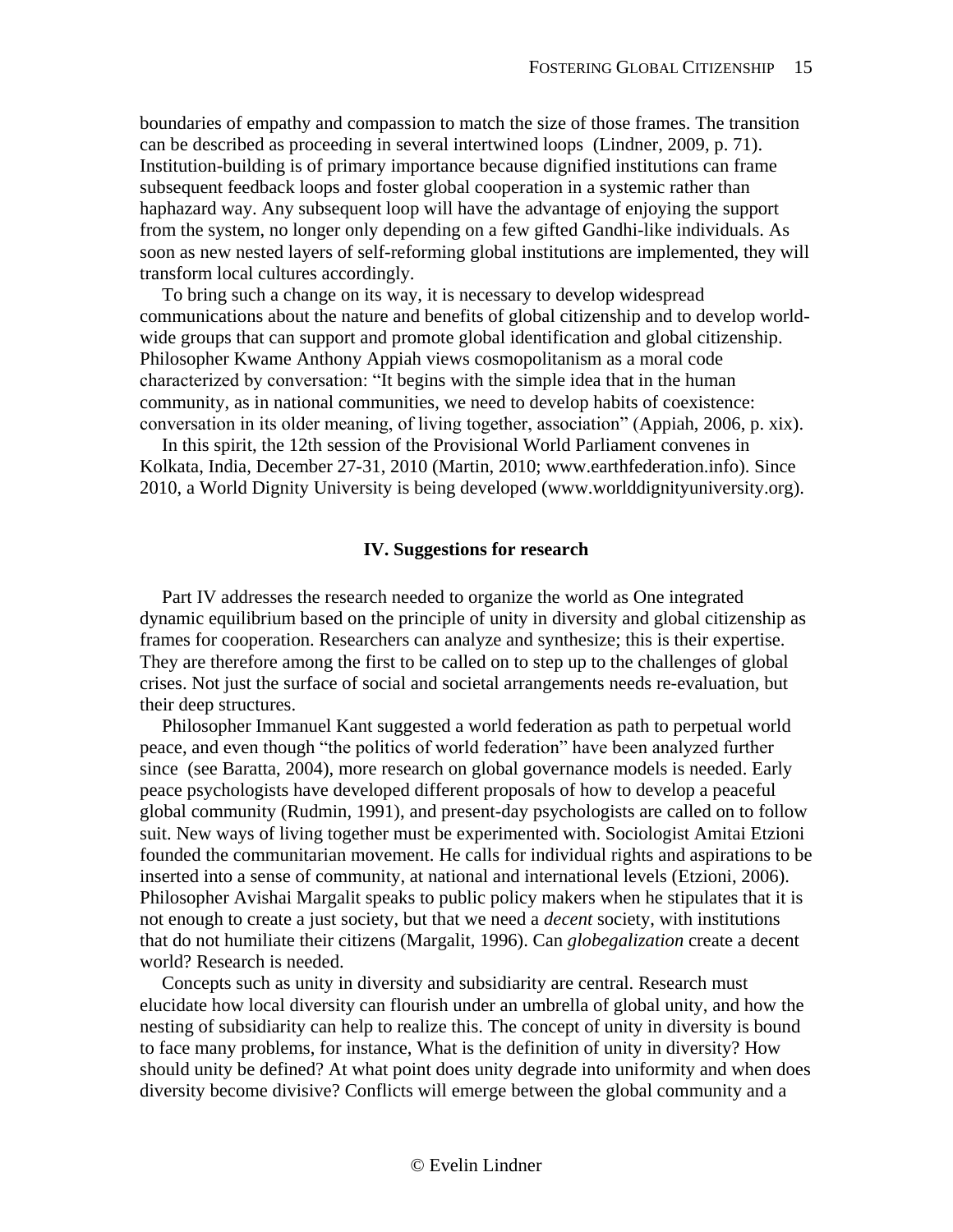boundaries of empathy and compassion to match the size of those frames. The transition can be described as proceeding in several intertwined loops (Lindner, 2009, p. 71). Institution-building is of primary importance because dignified institutions can frame subsequent feedback loops and foster global cooperation in a systemic rather than haphazard way. Any subsequent loop will have the advantage of enjoying the support from the system, no longer only depending on a few gifted Gandhi-like individuals. As soon as new nested layers of self-reforming global institutions are implemented, they will transform local cultures accordingly.

To bring such a change on its way, it is necessary to develop widespread communications about the nature and benefits of global citizenship and to develop world-wide groups that can support and promote global identification and global citizenship. Philosopher Kwame Anthony Appiah views cosmopolitanism as a moral code characterized by conversation: "It begins with the simple idea that in the human community, as in national communities, we need to develop habits of coexistence: conversation in its older meaning, of living together, association" (Appiah, 2006, p. xix).

In this spirit, the 12th session of the Provisional World Parliament convenes in Kolkata, India, December 27-31, 2010 (Martin, 2010; www.earthfederation.info). Since 2010, a World Dignity University is being developed (www.worlddignityuniversity.org).

## IV. Suggestions for research

Part IV addresses the research needed to organize the world as One integrated dynamic equilibrium based on the principle of unity in diversity and global citizenship as frames for cooperation. Researchers can analyze and synthesize; this is their expertise. They are therefore among the first to be called on to step up to the challenges of global crises. Not just the surface of social and societal arrangements needs re-evaluation, but their deep structures.

Philosopher Immanuel Kant suggested a world federation as path to perpetual world peace, and even though "the politics of world federation" have been analyzed further since (see Baratta, 2004), more research on global governance models is needed. Early peace psychologists have developed different proposals of how to develop a peaceful global community (Rudmin, 1991), and present-day psychologists are called on to follow suit. New ways of living together must be experimented with. Sociologist Amitai Etzioni founded the communitarian movement. He calls for individual rights and aspirations to be inserted into a sense of community, at national and international levels (Etzioni, 2006). Philosopher Avishai Margalit speaks to public policy makers when he stipulates that it is not enough to create a just society, but that we need a *decent* society, with institutions that do not humiliate their citizens (Margalit, 1996). Can *globegalization* create a decent world? Research is needed.

Concepts such as unity in diversity and subsidiarity are central. Research must elucidate how local diversity can flourish under an umbrella of global unity, and how the nesting of subsidiarity can help to realize this. The concept of unity in diversity is bound to face many problems, for instance, What is the definition of unity in diversity? How should unity be defined? At what point does unity degrade into uniformity and when does diversity become divisive? Conflicts will emerge between the global community and a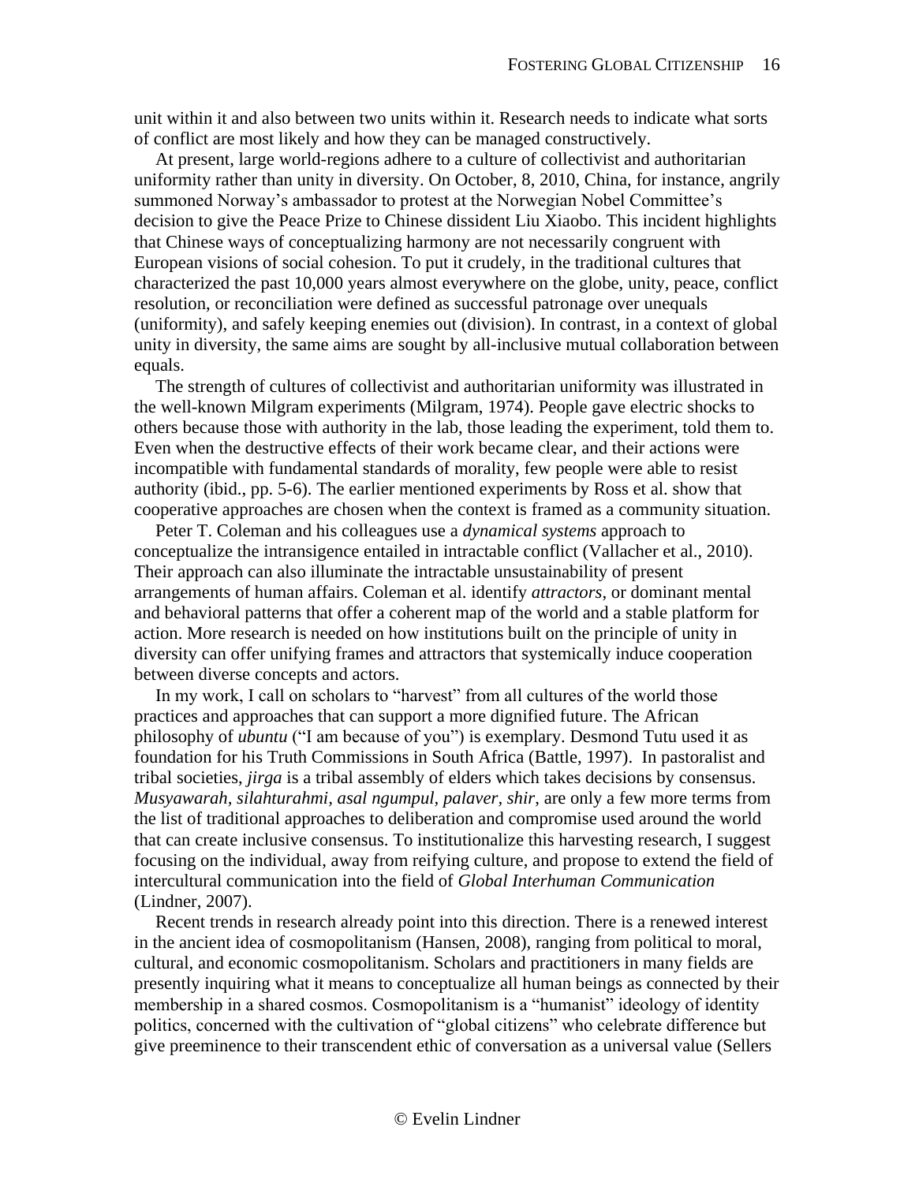unit within it and also between two units within it. Research needs to indicate what sorts of conflict are most likely and how they can be managed constructively.

At present, large world-regions adhere to a culture of collectivist and authoritarian uniformity rather than unity in diversity. On October, 8, 2010, China, for instance, angrily summoned Norway's ambassador to protest at the Norwegian Nobel Committee's decision to give the Peace Prize to Chinese dissident Liu Xiaobo. This incident highlights that Chinese ways of conceptualizing harmony are not necessarily congruent with European visions of social cohesion. To put it crudely, in the traditional cultures that characterized the past 10,000 years almost everywhere on the globe, unity, peace, conflict resolution, or reconciliation were defined as successful patronage over unequals (uniformity), and safely keeping enemies out (division). In contrast, in a context of global unity in diversity, the same aims are sought by all-inclusive mutual collaboration between equals.

The strength of cultures of collectivist and authoritarian uniformity was illustrated in the well-known Milgram experiments (Milgram, 1974). People gave electric shocks to others because those with authority in the lab, those leading the experiment, told them to. Even when the destructive effects of their work became clear, and their actions were incompatible with fundamental standards of morality, few people were able to resist authority (ibid., pp. 5-6). The earlier mentioned experiments by Ross et al. show that cooperative approaches are chosen when the context is framed as a community situation.

Peter T. Coleman and his colleagues use a *dynamical systems* approach to conceptualize the intransigence entailed in intractable conflict (Vallacher et al., 2010). Their approach can also illuminate the intractable unsustainability of present arrangements of human affairs. Coleman et al. identify *attractors*, or dominant mental and behavioral patterns that offer a coherent map of the world and a stable platform for action. More research is needed on how institutions built on the principle of unity in diversity can offer unifying frames and attractors that systemically induce cooperation between diverse concepts and actors.

In my work, I call on scholars to "harvest" from all cultures of the world those practices and approaches that can support a more dignified future. The African philosophy of *ubuntu* ("I am because of you") is exemplary. Desmond Tutu used it as foundation for his Truth Commissions in South Africa (Battle, 1997). In pastoralist and tribal societies, *jirga* is a tribal assembly of elders which takes decisions by consensus. *Musyawarah, silahturahmi, asal ngumpul, palaver, shir*, are only a few more terms from the list of traditional approaches to deliberation and compromise used around the world that can create inclusive consensus. To institutionalize this harvesting research, I suggest focusing on the individual, away from reifying culture, and propose to extend the field of intercultural communication into the field of *Global Interhuman Communication* (Lindner, 2007).

Recent trends in research already point into this direction. There is a renewed interest in the ancient idea of cosmopolitanism (Hansen, 2008), ranging from political to moral, cultural, and economic cosmopolitanism. Scholars and practitioners in many fields are presently inquiring what it means to conceptualize all human beings as connected by their membership in a shared cosmos. Cosmopolitanism is a "humanist" ideology of identity politics, concerned with the cultivation of "global citizens" who celebrate difference but give preeminence to their transcendent ethic of conversation as a universal value (Sellers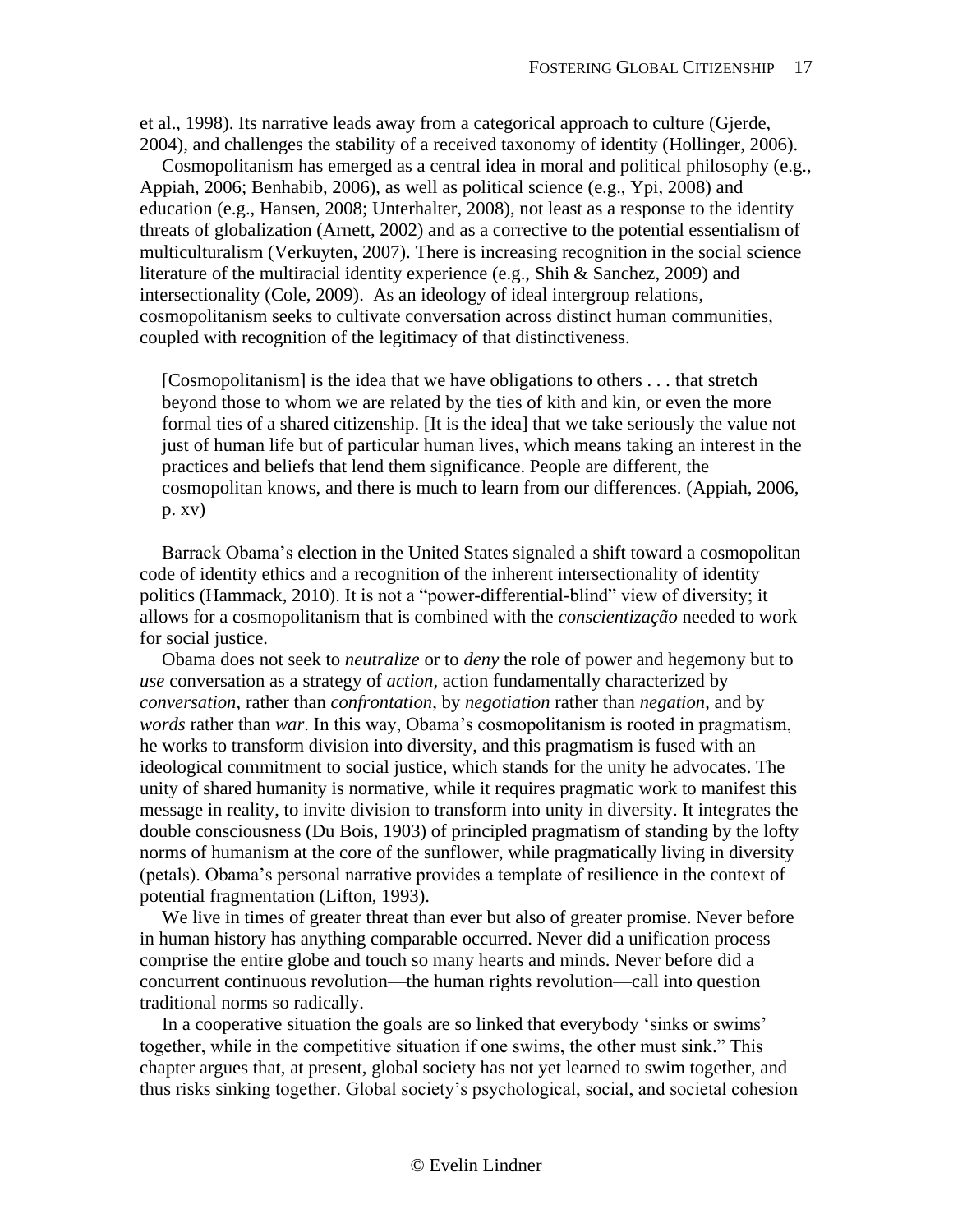et al., 1998). Its narrative leads away from a categorical approach to culture (Gjerde, 2004), and challenges the stability of a received taxonomy of identity (Hollinger, 2006).

Cosmopolitanism has emerged as a central idea in moral and political philosophy (e.g., Appiah, 2006; Benhabib, 2006), as well as political science (e.g., Ypi, 2008) and education (e.g., Hansen, 2008; Unterhalter, 2008), not least as a response to the identity threats of globalization (Arnett, 2002) and as a corrective to the potential essentialism of multiculturalism (Verkuyten, 2007). There is increasing recognition in the social science literature of the multiracial identity experience (e.g., Shih & Sanchez, 2009) and intersectionality (Cole, 2009). As an ideology of ideal intergroup relations, cosmopolitanism seeks to cultivate conversation across distinct human communities, coupled with recognition of the legitimacy of that distinctiveness.

> [Cosmopolitanism] is the idea that we have obligations to others . . . that stretch beyond those to whom we are related by the ties of kith and kin, or even the more formal ties of a shared citizenship. [It is the idea] that we take seriously the value not just of human life but of particular human lives, which means taking an interest in the practices and beliefs that lend them significance. People are different, the cosmopolitan knows, and there is much to learn from our differences. (Appiah, 2006, p. xv)

Barrack Obama's election in the United States signaled a shift toward a cosmopolitan code of identity ethics and a recognition of the inherent intersectionality of identity politics (Hammack, 2010). It is not a "power-differential-blind" view of diversity; it allows for a cosmopolitanism that is combined with the *conscientização* needed to work for social justice.

Obama does not seek to *neutralize* or to *deny* the role of power and hegemony but to *use* conversation as a strategy of *action*, action fundamentally characterized by *conversation*, rather than *confrontation*, by *negotiation* rather than *negation*, and by *words* rather than *war*. In this way, Obama's cosmopolitanism is rooted in pragmatism, he works to transform division into diversity, and this pragmatism is fused with an ideological commitment to social justice, which stands for the unity he advocates. The unity of shared humanity is normative, while it requires pragmatic work to manifest this message in reality, to invite division to transform into unity in diversity. It integrates the double consciousness (Du Bois, 1903) of principled pragmatism of standing by the lofty norms of humanism at the core of the sunflower, while pragmatically living in diversity (petals). Obama's personal narrative provides a template of resilience in the context of potential fragmentation (Lifton, 1993).

We live in times of greater threat than ever but also of greater promise. Never before in human history has anything comparable occurred. Never did a unification process comprise the entire globe and touch so many hearts and minds. Never before did a concurrent continuous revolution—the human rights revolution—call into question traditional norms so radically.

In a cooperative situation the goals are so linked that everybody 'sinks or swims' together, while in the competitive situation if one swims, the other must sink." This chapter argues that, at present, global society has not yet learned to swim together, and thus risks sinking together. Global society's psychological, social, and societal cohesion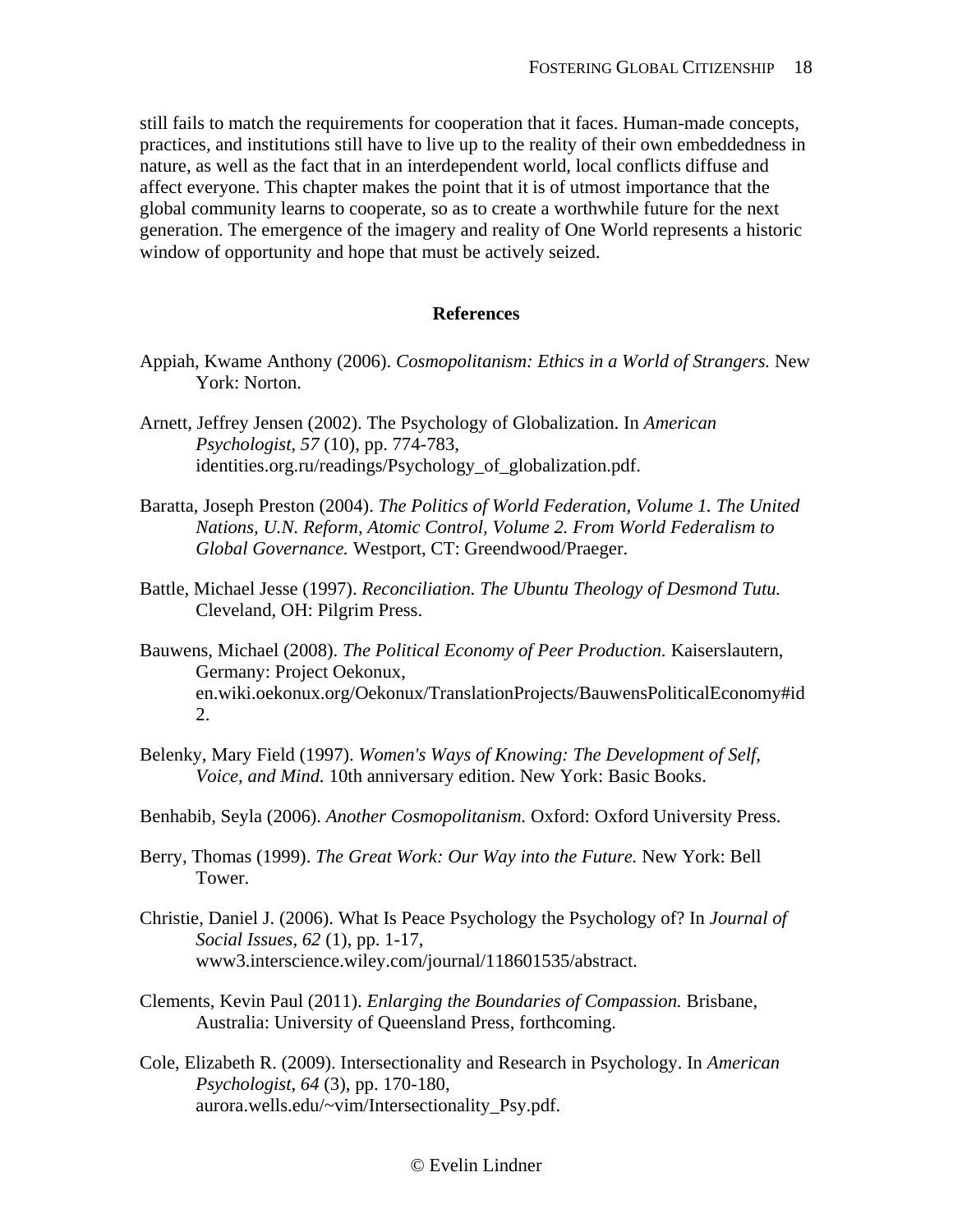still fails to match the requirements for cooperation that it faces. Human-made concepts, practices, and institutions still have to live up to the reality of their own embeddedness in nature, as well as the fact that in an interdependent world, local conflicts diffuse and affect everyone. This chapter makes the point that it is of utmost importance that the global community learns to cooperate, so as to create a worthwhile future for the next generation. The emergence of the imagery and reality of One World represents a historic window of opportunity and hope that must be actively seized.

## References

Appiah, Kwame Anthony (2006). *Cosmopolitanism: Ethics in a World of Strangers.* New York: Norton.

Arnett, Jeffrey Jensen (2002). The Psychology of Globalization. In *American Psychologist, 57* (10), pp. 774-783, identities.org.ru/readings/Psychology_of_globalization.pdf.

Baratta, Joseph Preston (2004). *The Politics of World Federation, Volume 1. The United Nations, U.N. Reform, Atomic Control, Volume 2. From World Federalism to Global Governance.* Westport, CT: Greendwood/Praeger.

Battle, Michael Jesse (1997). *Reconciliation. The Ubuntu Theology of Desmond Tutu.* Cleveland, OH: Pilgrim Press.

Bauwens, Michael (2008). *The Political Economy of Peer Production.* Kaiserslautern, Germany: Project Oekonux, en.wiki.oekonux.org/Oekonux/TranslationProjects/BauwensPoliticalEconomy#id2.

Belenky, Mary Field (1997). *Women's Ways of Knowing: The Development of Self, Voice, and Mind.* 10th anniversary edition. New York: Basic Books.

Benhabib, Seyla (2006). *Another Cosmopolitanism.* Oxford: Oxford University Press.

Berry, Thomas (1999). *The Great Work: Our Way into the Future.* New York: Bell Tower.

Christie, Daniel J. (2006). What Is Peace Psychology the Psychology of? In *Journal of Social Issues, 62* (1), pp. 1-17, www3.interscience.wiley.com/journal/118601535/abstract.

Clements, Kevin Paul (2011). *Enlarging the Boundaries of Compassion.* Brisbane, Australia: University of Queensland Press, forthcoming.

Cole, Elizabeth R. (2009). Intersectionality and Research in Psychology. In *American Psychologist, 64* (3), pp. 170-180, aurora.wells.edu/~vim/Intersectionality_Psy.pdf.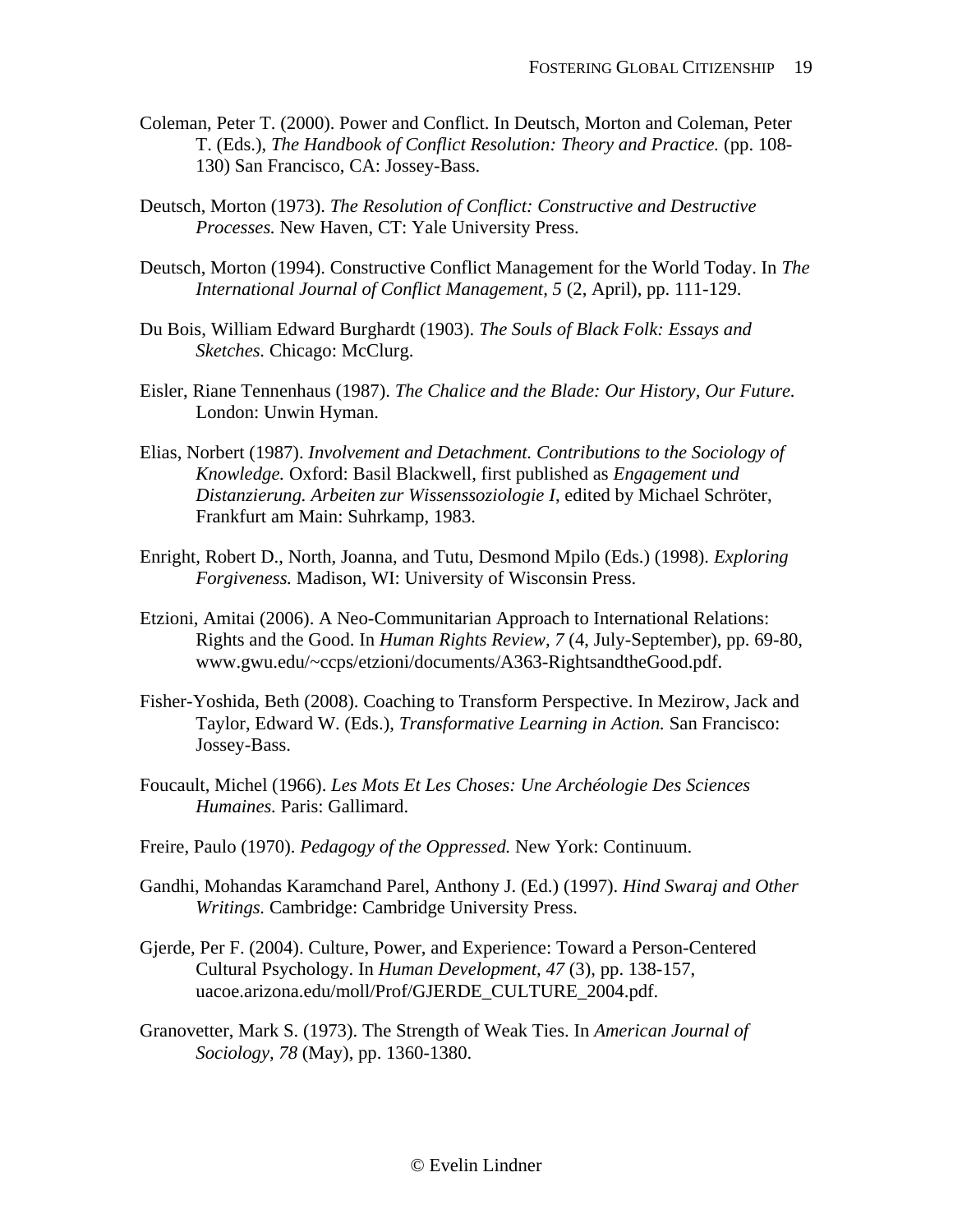Coleman, Peter T. (2000). Power and Conflict. In Deutsch, Morton and Coleman, Peter T. (Eds.), *The Handbook of Conflict Resolution: Theory and Practice.* (pp. 108-130) San Francisco, CA: Jossey-Bass.

Deutsch, Morton (1973). *The Resolution of Conflict: Constructive and Destructive Processes.* New Haven, CT: Yale University Press.

Deutsch, Morton (1994). Constructive Conflict Management for the World Today. In *The International Journal of Conflict Management, 5* (2, April), pp. 111-129.

Du Bois, William Edward Burghardt (1903). *The Souls of Black Folk: Essays and Sketches.* Chicago: McClurg.

Eisler, Riane Tennenhaus (1987). *The Chalice and the Blade: Our History, Our Future.* London: Unwin Hyman.

Elias, Norbert (1987). *Involvement and Detachment. Contributions to the Sociology of Knowledge.* Oxford: Basil Blackwell, first published as *Engagement und Distanzierung. Arbeiten zur Wissenssoziologie I*, edited by Michael Schröter, Frankfurt am Main: Suhrkamp, 1983.

Enright, Robert D., North, Joanna, and Tutu, Desmond Mpilo (Eds.) (1998). *Exploring Forgiveness.* Madison, WI: University of Wisconsin Press.

Etzioni, Amitai (2006). A Neo-Communitarian Approach to International Relations: Rights and the Good. In *Human Rights Review, 7* (4, July-September), pp. 69-80, www.gwu.edu/~ccps/etzioni/documents/A363-RightsandtheGood.pdf.

Fisher-Yoshida, Beth (2008). Coaching to Transform Perspective. In Mezirow, Jack and Taylor, Edward W. (Eds.), *Transformative Learning in Action.* San Francisco: Jossey-Bass.

Foucault, Michel (1966). *Les Mots Et Les Choses: Une Archéologie Des Sciences Humaines.* Paris: Gallimard.

Freire, Paulo (1970). *Pedagogy of the Oppressed.* New York: Continuum.

Gandhi, Mohandas Karamchand Parel, Anthony J. (Ed.) (1997). *Hind Swaraj and Other Writings.* Cambridge: Cambridge University Press.

Gjerde, Per F. (2004). Culture, Power, and Experience: Toward a Person-Centered Cultural Psychology. In *Human Development, 47* (3), pp. 138-157, uacoe.arizona.edu/moll/Prof/GJERDE_CULTURE_2004.pdf.

Granovetter, Mark S. (1973). The Strength of Weak Ties. In *American Journal of Sociology, 78* (May), pp. 1360-1380.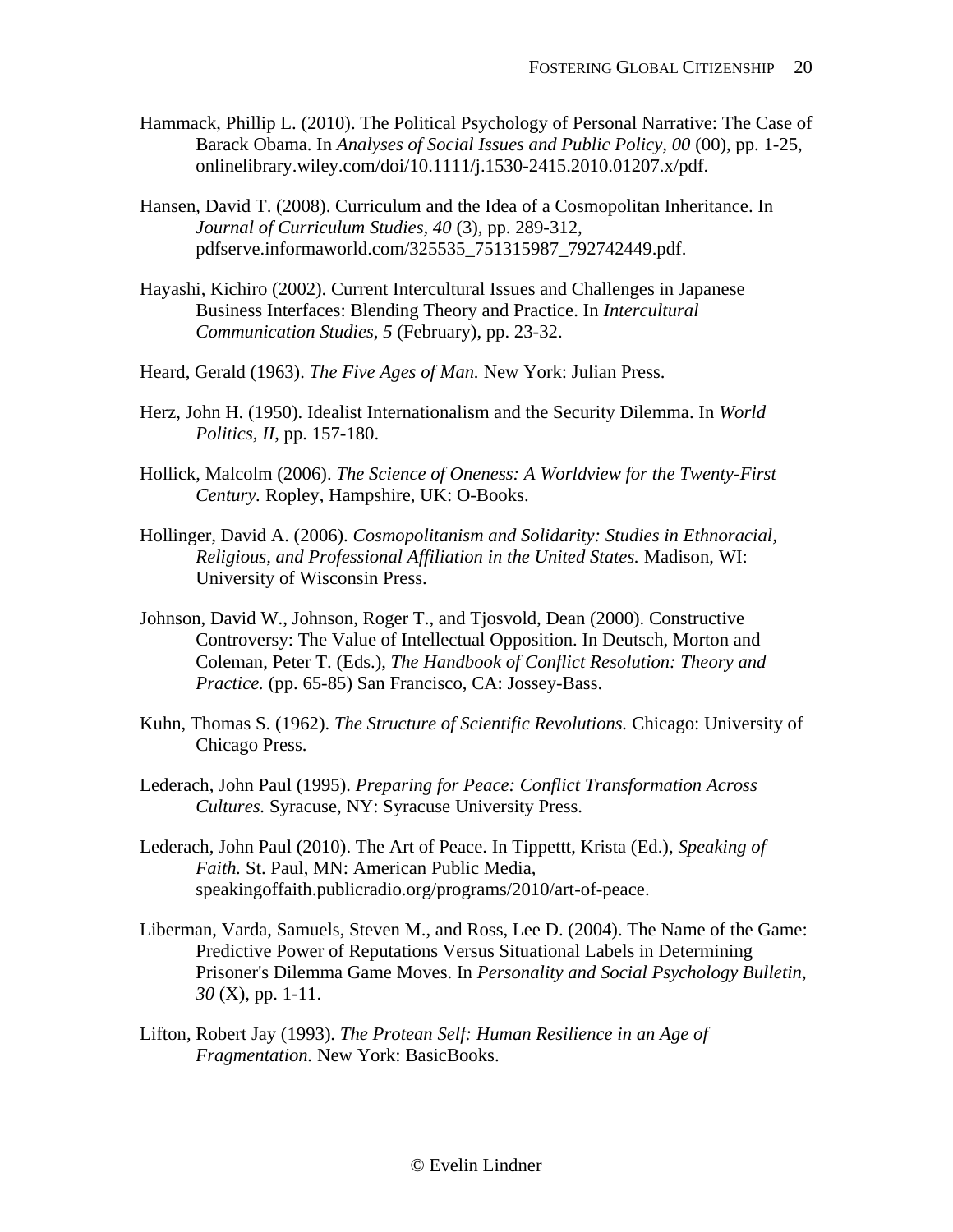Hammack, Phillip L. (2010). The Political Psychology of Personal Narrative: The Case of Barack Obama. In *Analyses of Social Issues and Public Policy, 00* (00), pp. 1-25, onlinelibrary.wiley.com/doi/10.1111/j.1530-2415.2010.01207.x/pdf.

Hansen, David T. (2008). Curriculum and the Idea of a Cosmopolitan Inheritance. In *Journal of Curriculum Studies, 40* (3), pp. 289-312, pdfserve.informaworld.com/325535_751315987_792742449.pdf.

Hayashi, Kichiro (2002). Current Intercultural Issues and Challenges in Japanese Business Interfaces: Blending Theory and Practice. In *Intercultural Communication Studies, 5* (February), pp. 23-32.

Heard, Gerald (1963). *The Five Ages of Man.* New York: Julian Press.

Herz, John H. (1950). Idealist Internationalism and the Security Dilemma. In *World Politics, II*, pp. 157-180.

Hollick, Malcolm (2006). *The Science of Oneness: A Worldview for the Twenty-First Century.* Ropley, Hampshire, UK: O-Books.

Hollinger, David A. (2006). *Cosmopolitanism and Solidarity: Studies in Ethnoracial, Religious, and Professional Affiliation in the United States.* Madison, WI: University of Wisconsin Press.

Johnson, David W., Johnson, Roger T., and Tjosvold, Dean (2000). Constructive Controversy: The Value of Intellectual Opposition. In Deutsch, Morton and Coleman, Peter T. (Eds.), *The Handbook of Conflict Resolution: Theory and Practice.* (pp. 65-85) San Francisco, CA: Jossey-Bass.

Kuhn, Thomas S. (1962). *The Structure of Scientific Revolutions.* Chicago: University of Chicago Press.

Lederach, John Paul (1995). *Preparing for Peace: Conflict Transformation Across Cultures.* Syracuse, NY: Syracuse University Press.

Lederach, John Paul (2010). The Art of Peace. In Tippettt, Krista (Ed.), *Speaking of Faith.* St. Paul, MN: American Public Media, speakingoffaith.publicradio.org/programs/2010/art-of-peace.

Liberman, Varda, Samuels, Steven M., and Ross, Lee D. (2004). The Name of the Game: Predictive Power of Reputations Versus Situational Labels in Determining Prisoner's Dilemma Game Moves. In *Personality and Social Psychology Bulletin, 30* (X), pp. 1-11.

Lifton, Robert Jay (1993). *The Protean Self: Human Resilience in an Age of Fragmentation.* New York: BasicBooks.

© Evelin Lindner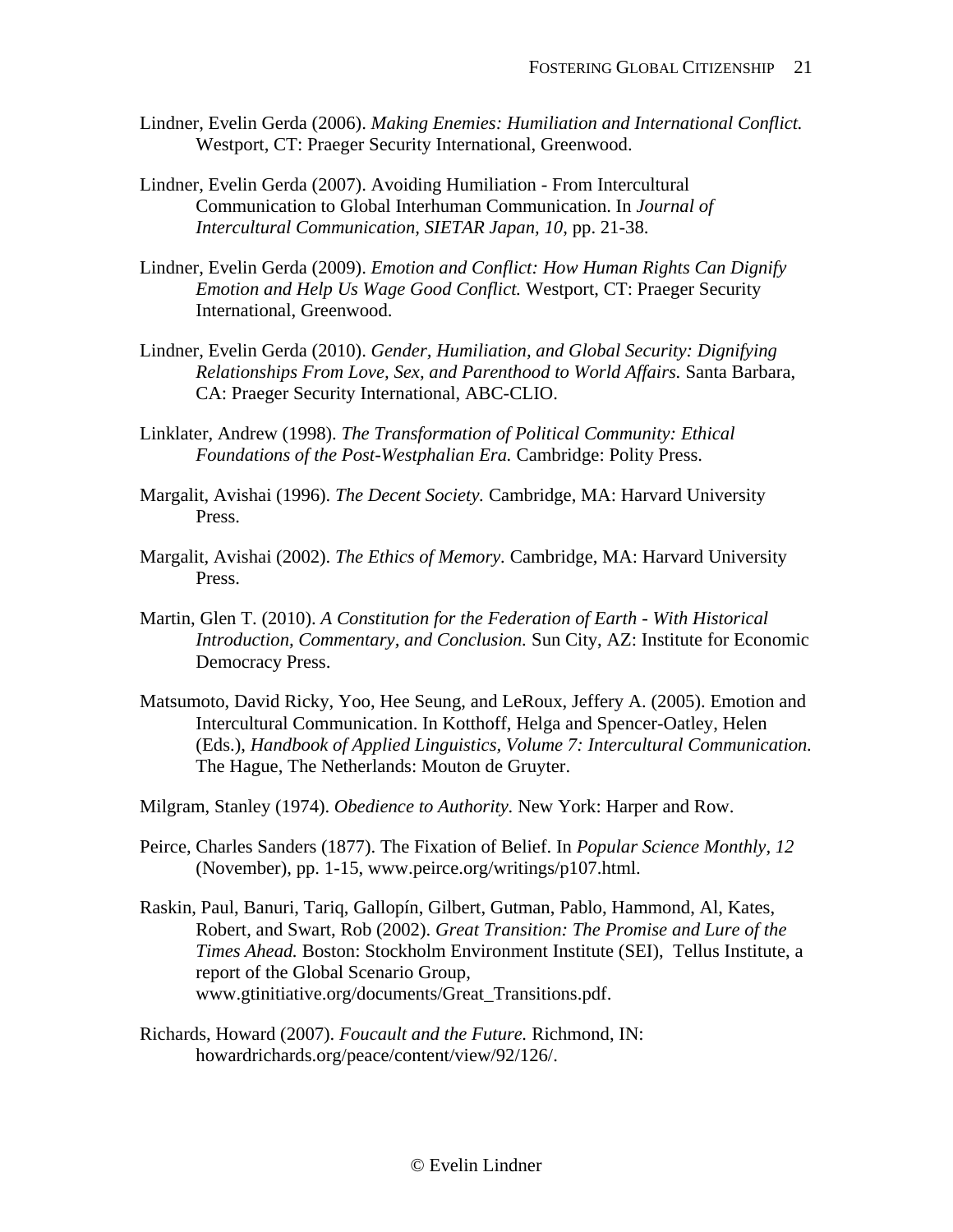Lindner, Evelin Gerda (2006). *Making Enemies: Humiliation and International Conflict.* Westport, CT: Praeger Security International, Greenwood.

Lindner, Evelin Gerda (2007). Avoiding Humiliation - From Intercultural Communication to Global Interhuman Communication. In *Journal of Intercultural Communication, SIETAR Japan, 10*, pp. 21-38.

Lindner, Evelin Gerda (2009). *Emotion and Conflict: How Human Rights Can Dignify Emotion and Help Us Wage Good Conflict.* Westport, CT: Praeger Security International, Greenwood.

Lindner, Evelin Gerda (2010). *Gender, Humiliation, and Global Security: Dignifying Relationships From Love, Sex, and Parenthood to World Affairs.* Santa Barbara, CA: Praeger Security International, ABC-CLIO.

Linklater, Andrew (1998). *The Transformation of Political Community: Ethical Foundations of the Post-Westphalian Era.* Cambridge: Polity Press.

Margalit, Avishai (1996). *The Decent Society.* Cambridge, MA: Harvard University Press.

Margalit, Avishai (2002). *The Ethics of Memory.* Cambridge, MA: Harvard University Press.

Martin, Glen T. (2010). *A Constitution for the Federation of Earth - With Historical Introduction, Commentary, and Conclusion.* Sun City, AZ: Institute for Economic Democracy Press.

Matsumoto, David Ricky, Yoo, Hee Seung, and LeRoux, Jeffery A. (2005). Emotion and Intercultural Communication. In Kotthoff, Helga and Spencer-Oatley, Helen (Eds.), *Handbook of Applied Linguistics, Volume 7: Intercultural Communication.* The Hague, The Netherlands: Mouton de Gruyter.

Milgram, Stanley (1974). *Obedience to Authority.* New York: Harper and Row.

Peirce, Charles Sanders (1877). The Fixation of Belief. In *Popular Science Monthly, 12* (November), pp. 1-15, www.peirce.org/writings/p107.html.

Raskin, Paul, Banuri, Tariq, Gallopín, Gilbert, Gutman, Pablo, Hammond, Al, Kates, Robert, and Swart, Rob (2002). *Great Transition: The Promise and Lure of the Times Ahead.* Boston: Stockholm Environment Institute (SEI), Tellus Institute, a report of the Global Scenario Group, www.gtinitiative.org/documents/Great_Transitions.pdf.

Richards, Howard (2007). *Foucault and the Future.* Richmond, IN: howardrichards.org/peace/content/view/92/126/.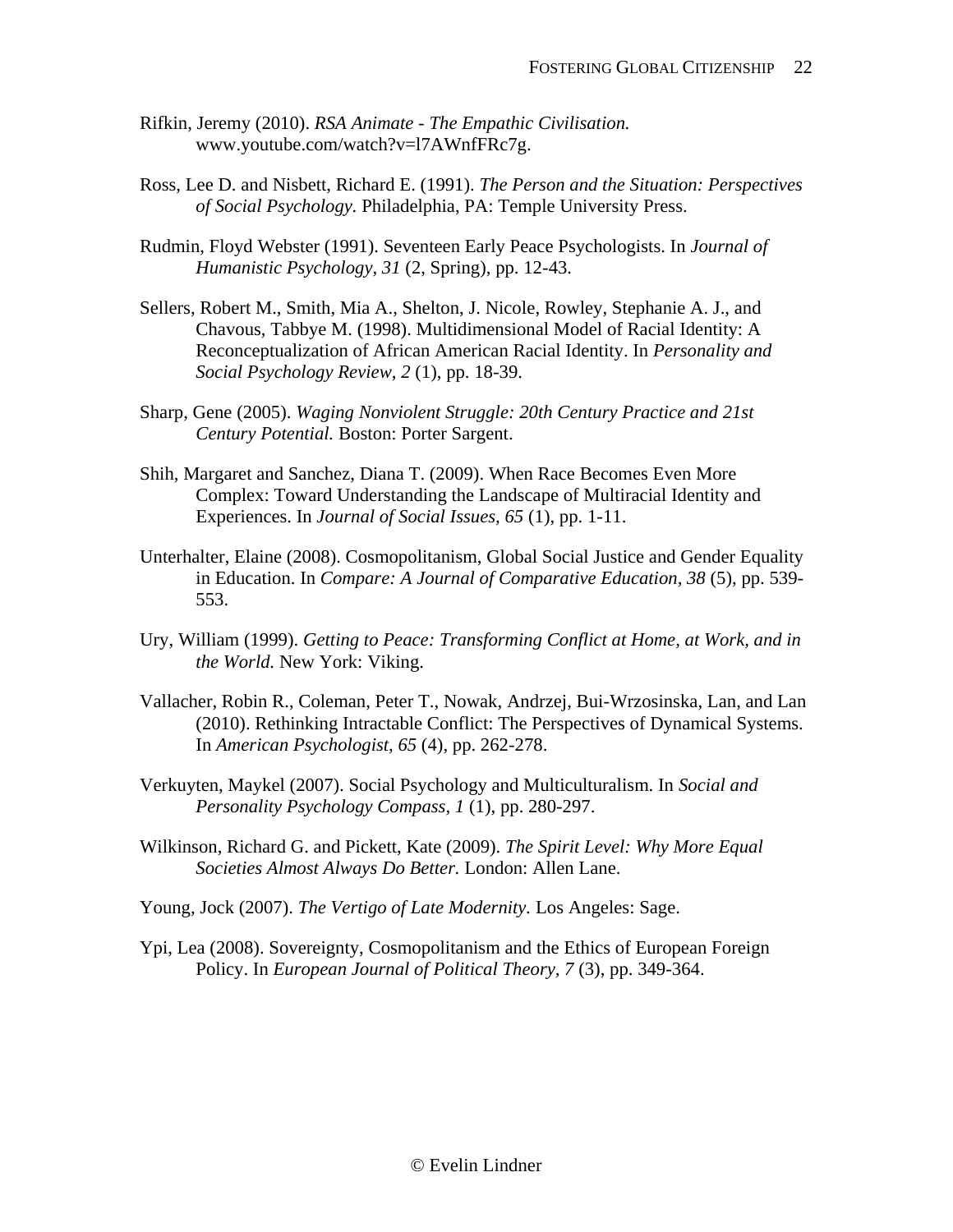Rifkin, Jeremy (2010). *RSA Animate - The Empathic Civilisation.* www.youtube.com/watch?v=l7AWnfFRc7g.

Ross, Lee D. and Nisbett, Richard E. (1991). *The Person and the Situation: Perspectives of Social Psychology.* Philadelphia, PA: Temple University Press.

Rudmin, Floyd Webster (1991). Seventeen Early Peace Psychologists. In *Journal of Humanistic Psychology, 31* (2, Spring), pp. 12-43.

Sellers, Robert M., Smith, Mia A., Shelton, J. Nicole, Rowley, Stephanie A. J., and Chavous, Tabbye M. (1998). Multidimensional Model of Racial Identity: A Reconceptualization of African American Racial Identity. In *Personality and Social Psychology Review, 2* (1), pp. 18-39.

Sharp, Gene (2005). *Waging Nonviolent Struggle: 20th Century Practice and 21st Century Potential.* Boston: Porter Sargent.

Shih, Margaret and Sanchez, Diana T. (2009). When Race Becomes Even More Complex: Toward Understanding the Landscape of Multiracial Identity and Experiences. In *Journal of Social Issues, 65* (1), pp. 1-11.

Unterhalter, Elaine (2008). Cosmopolitanism, Global Social Justice and Gender Equality in Education. In *Compare: A Journal of Comparative Education, 38* (5), pp. 539-553.

Ury, William (1999). *Getting to Peace: Transforming Conflict at Home, at Work, and in the World.* New York: Viking.

Vallacher, Robin R., Coleman, Peter T., Nowak, Andrzej, Bui-Wrzosinska, Lan, and Lan (2010). Rethinking Intractable Conflict: The Perspectives of Dynamical Systems. In *American Psychologist, 65* (4), pp. 262-278.

Verkuyten, Maykel (2007). Social Psychology and Multiculturalism. In *Social and Personality Psychology Compass, 1* (1), pp. 280-297.

Wilkinson, Richard G. and Pickett, Kate (2009). *The Spirit Level: Why More Equal Societies Almost Always Do Better.* London: Allen Lane.

Young, Jock (2007). *The Vertigo of Late Modernity.* Los Angeles: Sage.

Ypi, Lea (2008). Sovereignty, Cosmopolitanism and the Ethics of European Foreign Policy. In *European Journal of Political Theory, 7* (3), pp. 349-364.